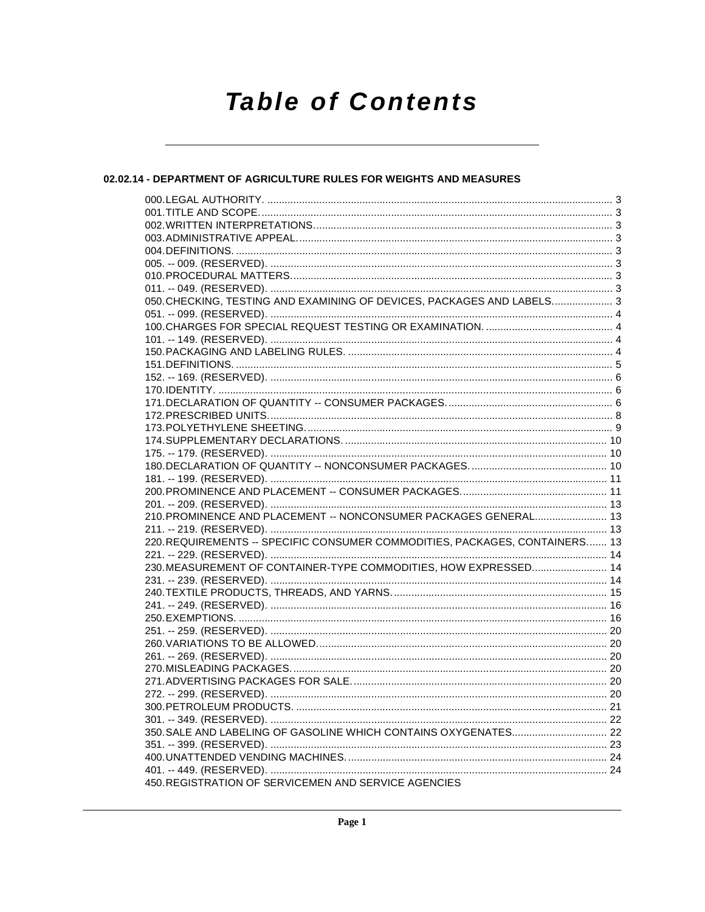# Table of Contents

## 02.02.14 - DEPARTMENT OF AGRICULTURE RULES FOR WEIGHTS AND MEASURES

000.LEGAL AUTHORITY. ........................................................................................................................ 3
001.TITLE AND SCOPE. ......................................................................................................................... 3
002.WRITTEN INTERPRETATIONS. ...................................................................................................... 3
003.ADMINISTRATIVE APPEAL. ............................................................................................................ 3
004.DEFINITIONS. .................................................................................................................................. 3
005. -- 009. (RESERVED). ...................................................................................................................... 3
010.PROCEDURAL MATTERS. ............................................................................................................... 3
011. -- 049. (RESERVED). ...................................................................................................................... 3
050.CHECKING, TESTING AND EXAMINING OF DEVICES, PACKAGES AND LABELS. .................... 3
051. -- 099. (RESERVED). ...................................................................................................................... 4
100.CHARGES FOR SPECIAL REQUEST TESTING OR EXAMINATION. ............................................ 4
101. -- 149. (RESERVED). ...................................................................................................................... 4
150.PACKAGING AND LABELING RULES. ............................................................................................ 4
151.DEFINITIONS. .................................................................................................................................. 5
152. -- 169. (RESERVED). ...................................................................................................................... 6
170.IDENTITY. ......................................................................................................................................... 6
171.DECLARATION OF QUANTITY -- CONSUMER PACKAGES. .......................................................... 6
172.PRESCRIBED UNITS. ....................................................................................................................... 8
173.POLYETHYLENE SHEETING. .......................................................................................................... 9
174.SUPPLEMENTARY DECLARATIONS. ........................................................................................... 10
175. -- 179. (RESERVED). .................................................................................................................... 10
180.DECLARATION OF QUANTITY -- NONCONSUMER PACKAGES. ............................................... 10
181. -- 199. (RESERVED). .................................................................................................................... 11
200.PROMINENCE AND PLACEMENT -- CONSUMER PACKAGES. .................................................. 11
201. -- 209. (RESERVED). .................................................................................................................... 13
210.PROMINENCE AND PLACEMENT -- NONCONSUMER PACKAGES GENERAL. ......................... 13
211. -- 219. (RESERVED). .................................................................................................................... 13
220.REQUIREMENTS -- SPECIFIC CONSUMER COMMODITIES, PACKAGES, CONTAINERS. ...... 13
221. -- 229. (RESERVED). .................................................................................................................... 14
230.MEASUREMENT OF CONTAINER-TYPE COMMODITIES, HOW EXPRESSED. .......................... 14
231. -- 239. (RESERVED). .................................................................................................................... 14
240.TEXTILE PRODUCTS, THREADS, AND YARNS. ........................................................................... 15
241. -- 249. (RESERVED). .................................................................................................................... 16
250.EXEMPTIONS. ................................................................................................................................ 16
251. -- 259. (RESERVED). .................................................................................................................... 20
260.VARIATIONS TO BE ALLOWED. .................................................................................................... 20
261. -- 269. (RESERVED). .................................................................................................................... 20
270.MISLEADING PACKAGES. ............................................................................................................. 20
271.ADVERTISING PACKAGES FOR SALE. ........................................................................................ 20
272. -- 299. (RESERVED). .................................................................................................................... 20
300.PETROLEUM PRODUCTS. ............................................................................................................ 21
301. -- 349. (RESERVED). .................................................................................................................... 22
350.SALE AND LABELING OF GASOLINE WHICH CONTAINS OXYGENATES. ................................. 22
351. -- 399. (RESERVED). .................................................................................................................... 23
400.UNATTENDED VENDING MACHINES. ........................................................................................... 24
401. -- 449. (RESERVED). .................................................................................................................... 24
450.REGISTRATION OF SERVICEMEN AND SERVICE AGENCIES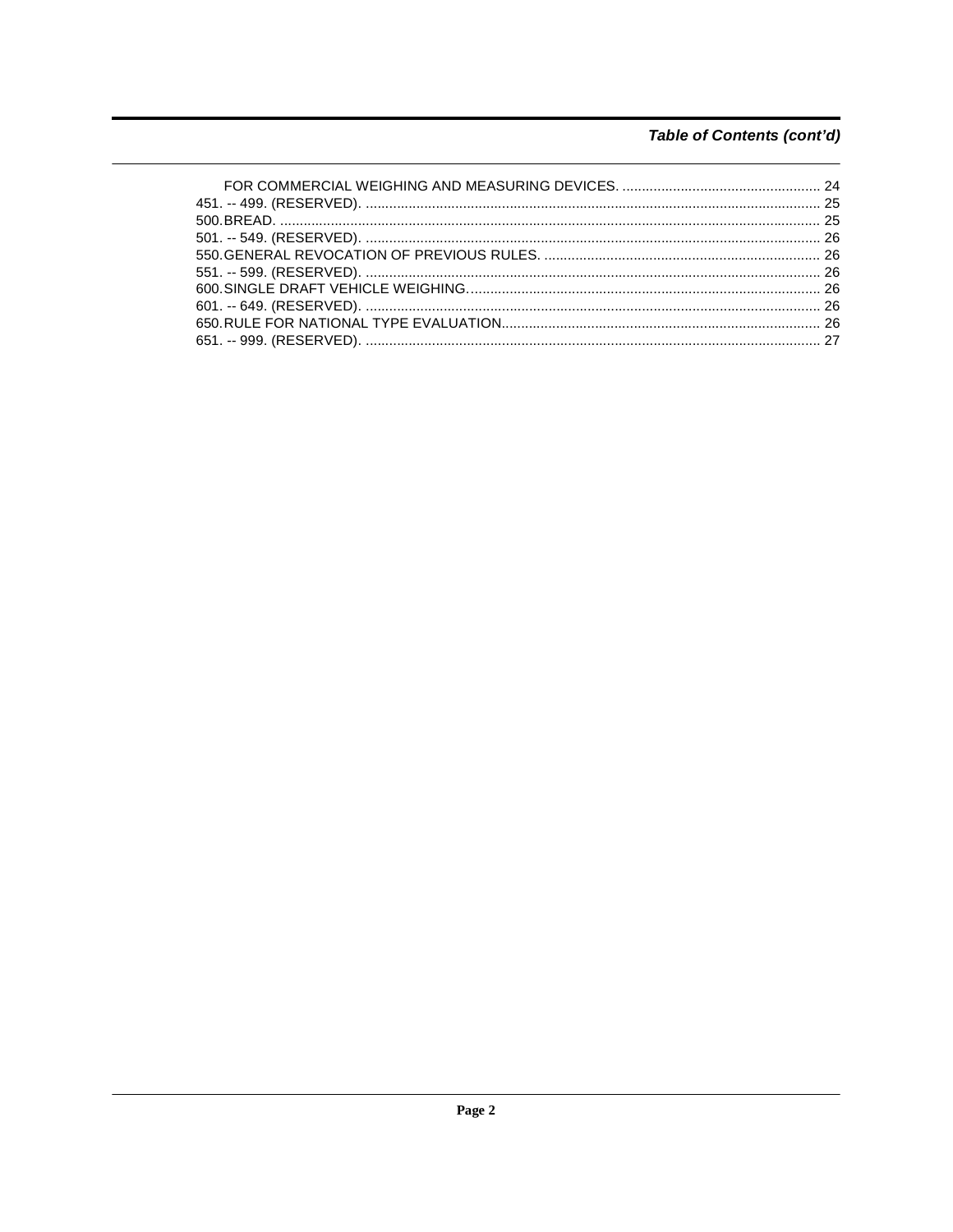## Table of Contents (cont'd)

FOR COMMERCIAL WEIGHING AND MEASURING DEVICES. .................................................. 24
451. -- 499. (RESERVED). .................................................................................................................... 25
500. BREAD. ......................................................................................................................................... 25
501. -- 549. (RESERVED). .................................................................................................................... 26
550. GENERAL REVOCATION OF PREVIOUS RULES. ...................................................................... 26
551. -- 599. (RESERVED). .................................................................................................................... 26
600. SINGLE DRAFT VEHICLE WEIGHING. ........................................................................................ 26
601. -- 649. (RESERVED). .................................................................................................................... 26
650. RULE FOR NATIONAL TYPE EVALUATION ................................................................................ 26
651. -- 999. (RESERVED). .................................................................................................................... 27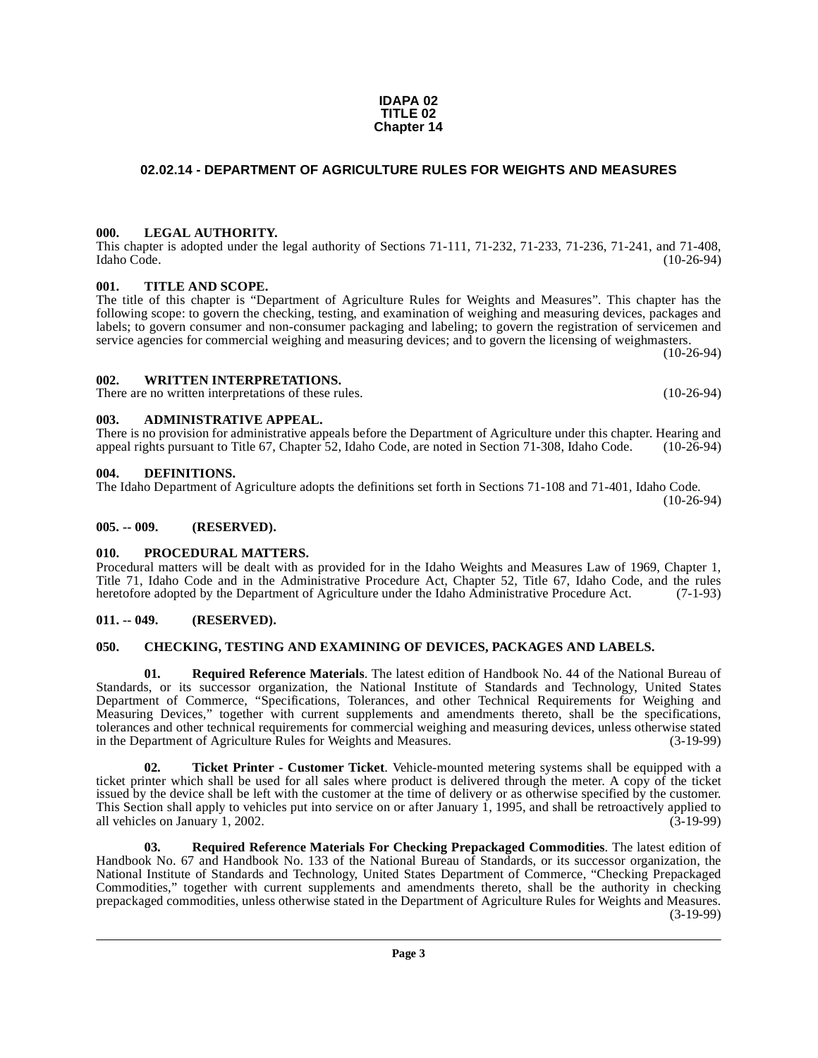**IDAPA 02**
**TITLE 02**
**Chapter 14**

# 02.02.14 - DEPARTMENT OF AGRICULTURE RULES FOR WEIGHTS AND MEASURES

### 000. LEGAL AUTHORITY.

This chapter is adopted under the legal authority of Sections 71-111, 71-232, 71-233, 71-236, 71-241, and 71-408, Idaho Code. (10-26-94)

### 001. TITLE AND SCOPE.

The title of this chapter is "Department of Agriculture Rules for Weights and Measures". This chapter has the following scope: to govern the checking, testing, and examination of weighing and measuring devices, packages and labels; to govern consumer and non-consumer packaging and labeling; to govern the registration of servicemen and service agencies for commercial weighing and measuring devices; and to govern the licensing of weighmasters. (10-26-94)

### 002. WRITTEN INTERPRETATIONS.

There are no written interpretations of these rules. (10-26-94)

### 003. ADMINISTRATIVE APPEAL.

There is no provision for administrative appeals before the Department of Agriculture under this chapter. Hearing and appeal rights pursuant to Title 67, Chapter 52, Idaho Code, are noted in Section 71-308, Idaho Code. (10-26-94)

### 004. DEFINITIONS.

The Idaho Department of Agriculture adopts the definitions set forth in Sections 71-108 and 71-401, Idaho Code. (10-26-94)

### 005. -- 009. (RESERVED).

### 010. PROCEDURAL MATTERS.

Procedural matters will be dealt with as provided for in the Idaho Weights and Measures Law of 1969, Chapter 1, Title 71, Idaho Code and in the Administrative Procedure Act, Chapter 52, Title 67, Idaho Code, and the rules heretofore adopted by the Department of Agriculture under the Idaho Administrative Procedure Act. (7-1-93)

### 011. -- 049. (RESERVED).

### 050. CHECKING, TESTING AND EXAMINING OF DEVICES, PACKAGES AND LABELS.

**01. Required Reference Materials**. The latest edition of Handbook No. 44 of the National Bureau of Standards, or its successor organization, the National Institute of Standards and Technology, United States Department of Commerce, "Specifications, Tolerances, and other Technical Requirements for Weighing and Measuring Devices," together with current supplements and amendments thereto, shall be the specifications, tolerances and other technical requirements for commercial weighing and measuring devices, unless otherwise stated in the Department of Agriculture Rules for Weights and Measures. (3-19-99)

**02. Ticket Printer - Customer Ticket**. Vehicle-mounted metering systems shall be equipped with a ticket printer which shall be used for all sales where product is delivered through the meter. A copy of the ticket issued by the device shall be left with the customer at the time of delivery or as otherwise specified by the customer. This Section shall apply to vehicles put into service on or after January 1, 1995, and shall be retroactively applied to all vehicles on January 1, 2002. (3-19-99)

**03. Required Reference Materials For Checking Prepackaged Commodities**. The latest edition of Handbook No. 67 and Handbook No. 133 of the National Bureau of Standards, or its successor organization, the National Institute of Standards and Technology, United States Department of Commerce, "Checking Prepackaged Commodities," together with current supplements and amendments thereto, shall be the authority in checking prepackaged commodities, unless otherwise stated in the Department of Agriculture Rules for Weights and Measures. (3-19-99)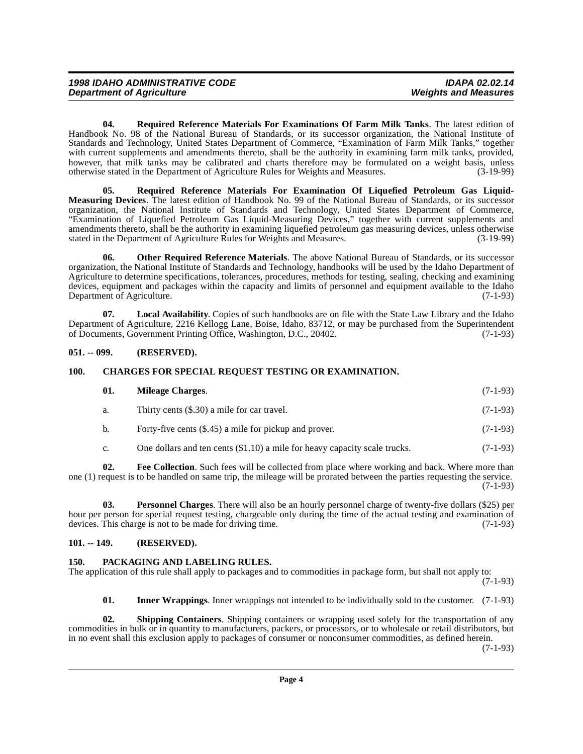**04. Required Reference Materials For Examinations Of Farm Milk Tanks**. The latest edition of Handbook No. 98 of the National Bureau of Standards, or its successor organization, the National Institute of Standards and Technology, United States Department of Commerce, "Examination of Farm Milk Tanks," together with current supplements and amendments thereto, shall be the authority in examining farm milk tanks, provided, however, that milk tanks may be calibrated and charts therefore may be formulated on a weight basis, unless otherwise stated in the Department of Agriculture Rules for Weights and Measures. (3-19-99)

**05. Required Reference Materials For Examination Of Liquefied Petroleum Gas Liquid-Measuring Devices**. The latest edition of Handbook No. 99 of the National Bureau of Standards, or its successor organization, the National Institute of Standards and Technology, United States Department of Commerce, "Examination of Liquefied Petroleum Gas Liquid-Measuring Devices," together with current supplements and amendments thereto, shall be the authority in examining liquefied petroleum gas measuring devices, unless otherwise stated in the Department of Agriculture Rules for Weights and Measures. (3-19-99)

**06. Other Required Reference Materials**. The above National Bureau of Standards, or its successor organization, the National Institute of Standards and Technology, handbooks will be used by the Idaho Department of Agriculture to determine specifications, tolerances, procedures, methods for testing, sealing, checking and examining devices, equipment and packages within the capacity and limits of personnel and equipment available to the Idaho Department of Agriculture. (7-1-93)

**07. Local Availability**. Copies of such handbooks are on file with the State Law Library and the Idaho Department of Agriculture, 2216 Kellogg Lane, Boise, Idaho, 83712, or may be purchased from the Superintendent of Documents, Government Printing Office, Washington, D.C., 20402. (7-1-93)

## 051. -- 099. (RESERVED).

## 100. CHARGES FOR SPECIAL REQUEST TESTING OR EXAMINATION.

**01. Mileage Charges**. (7-1-93)

a. Thirty cents ($.30) a mile for car travel. (7-1-93)

b. Forty-five cents ($.45) a mile for pickup and prover. (7-1-93)

c. One dollars and ten cents ($1.10) a mile for heavy capacity scale trucks. (7-1-93)

**02. Fee Collection**. Such fees will be collected from place where working and back. Where more than one (1) request is to be handled on same trip, the mileage will be prorated between the parties requesting the service. (7-1-93)

**03. Personnel Charges**. There will also be an hourly personnel charge of twenty-five dollars ($25) per hour per person for special request testing, chargeable only during the time of the actual testing and examination of devices. This charge is not to be made for driving time. (7-1-93)

## 101. -- 149. (RESERVED).

## 150. PACKAGING AND LABELING RULES.

The application of this rule shall apply to packages and to commodities in package form, but shall not apply to: (7-1-93)

**01. Inner Wrappings**. Inner wrappings not intended to be individually sold to the customer. (7-1-93)

**02. Shipping Containers**. Shipping containers or wrapping used solely for the transportation of any commodities in bulk or in quantity to manufacturers, packers, or processors, or to wholesale or retail distributors, but in no event shall this exclusion apply to packages of consumer or nonconsumer commodities, as defined herein. (7-1-93)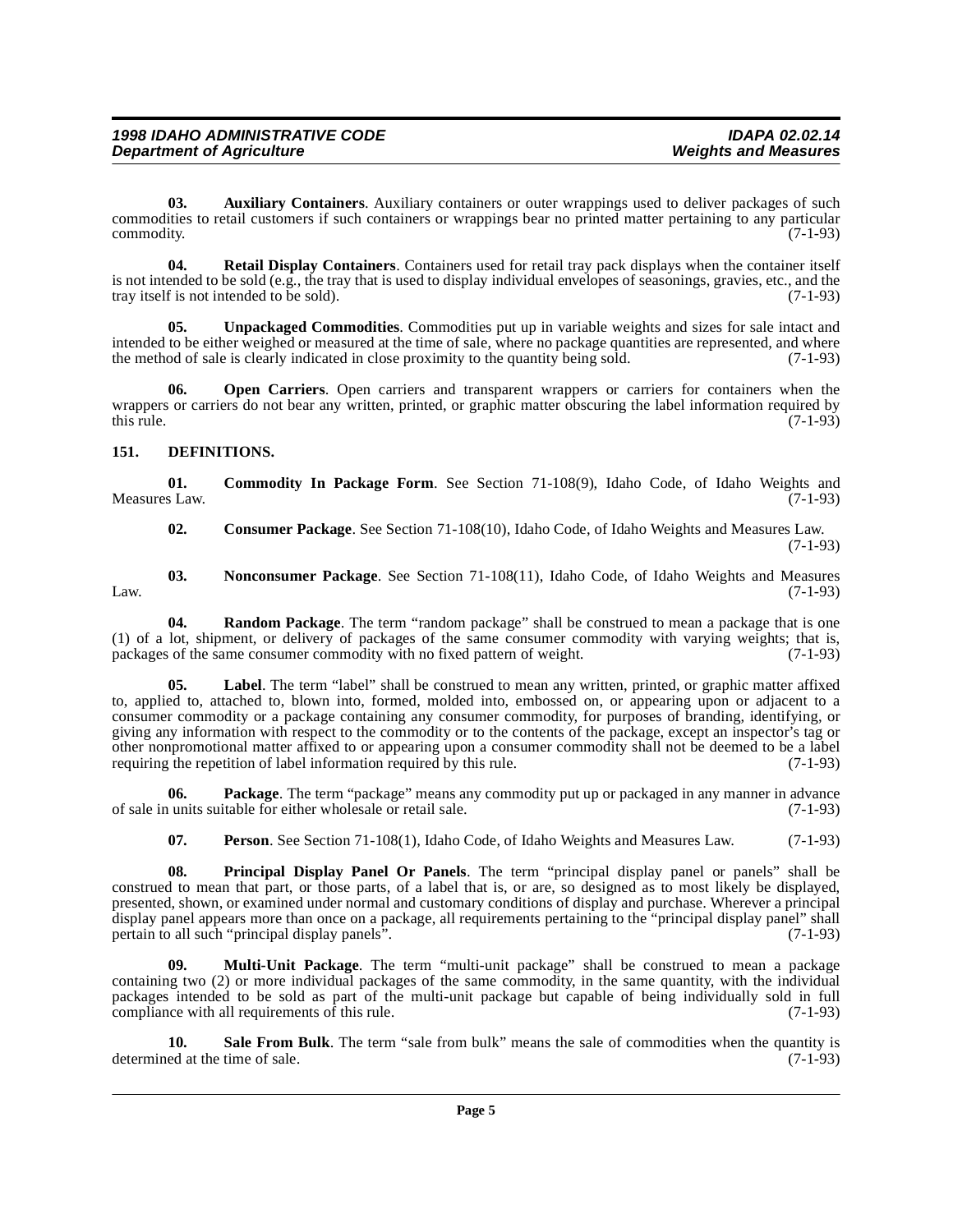**03. Auxiliary Containers**. Auxiliary containers or outer wrappings used to deliver packages of such commodities to retail customers if such containers or wrappings bear no printed matter pertaining to any particular commodity. (7-1-93)

**04. Retail Display Containers**. Containers used for retail tray pack displays when the container itself is not intended to be sold (e.g., the tray that is used to display individual envelopes of seasonings, gravies, etc., and the tray itself is not intended to be sold). (7-1-93)

**05. Unpackaged Commodities**. Commodities put up in variable weights and sizes for sale intact and intended to be either weighed or measured at the time of sale, where no package quantities are represented, and where the method of sale is clearly indicated in close proximity to the quantity being sold. (7-1-93)

**06. Open Carriers**. Open carriers and transparent wrappers or carriers for containers when the wrappers or carriers do not bear any written, printed, or graphic matter obscuring the label information required by this rule. (7-1-93)

## 151. DEFINITIONS.

**01. Commodity In Package Form**. See Section 71-108(9), Idaho Code, of Idaho Weights and Measures Law. (7-1-93)

**02. Consumer Package**. See Section 71-108(10), Idaho Code, of Idaho Weights and Measures Law. (7-1-93)

**03. Nonconsumer Package**. See Section 71-108(11), Idaho Code, of Idaho Weights and Measures Law. (7-1-93)

**04. Random Package**. The term "random package" shall be construed to mean a package that is one (1) of a lot, shipment, or delivery of packages of the same consumer commodity with varying weights; that is, packages of the same consumer commodity with no fixed pattern of weight. (7-1-93)

**05. Label**. The term "label" shall be construed to mean any written, printed, or graphic matter affixed to, applied to, attached to, blown into, formed, molded into, embossed on, or appearing upon or adjacent to a consumer commodity or a package containing any consumer commodity, for purposes of branding, identifying, or giving any information with respect to the commodity or to the contents of the package, except an inspector's tag or other nonpromotional matter affixed to or appearing upon a consumer commodity shall not be deemed to be a label requiring the repetition of label information required by this rule. (7-1-93)

**06. Package**. The term "package" means any commodity put up or packaged in any manner in advance of sale in units suitable for either wholesale or retail sale. (7-1-93)

**07. Person**. See Section 71-108(1), Idaho Code, of Idaho Weights and Measures Law. (7-1-93)

**08. Principal Display Panel Or Panels**. The term "principal display panel or panels" shall be construed to mean that part, or those parts, of a label that is, or are, so designed as to most likely be displayed, presented, shown, or examined under normal and customary conditions of display and purchase. Wherever a principal display panel appears more than once on a package, all requirements pertaining to the "principal display panel" shall pertain to all such "principal display panels". (7-1-93)

**09. Multi-Unit Package**. The term "multi-unit package" shall be construed to mean a package containing two (2) or more individual packages of the same commodity, in the same quantity, with the individual packages intended to be sold as part of the multi-unit package but capable of being individually sold in full compliance with all requirements of this rule. (7-1-93)

**10. Sale From Bulk**. The term "sale from bulk" means the sale of commodities when the quantity is determined at the time of sale. (7-1-93)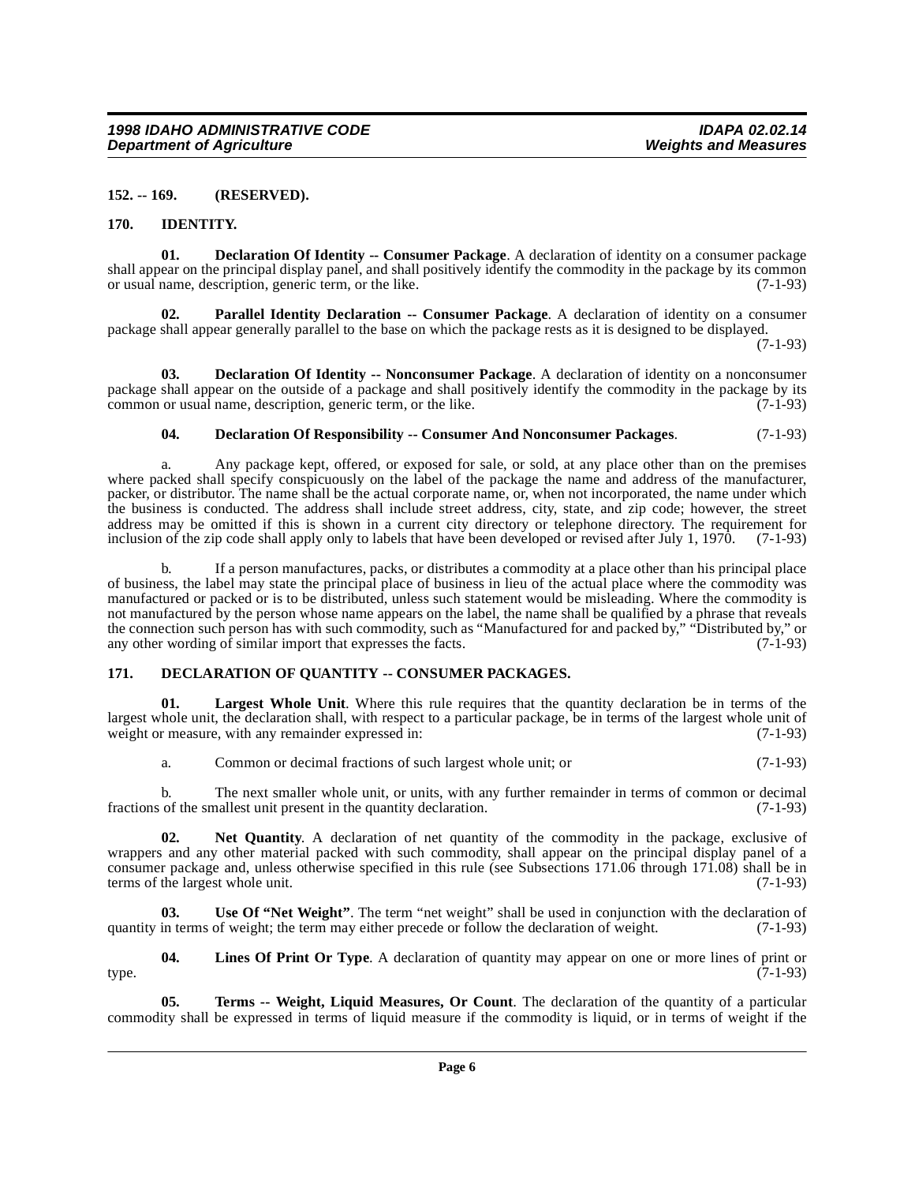**152. -- 169. (RESERVED).**

**170. IDENTITY.**

**01. Declaration Of Identity -- Consumer Package**. A declaration of identity on a consumer package shall appear on the principal display panel, and shall positively identify the commodity in the package by its common or usual name, description, generic term, or the like. (7-1-93)

**02. Parallel Identity Declaration -- Consumer Package**. A declaration of identity on a consumer package shall appear generally parallel to the base on which the package rests as it is designed to be displayed. (7-1-93)

**03. Declaration Of Identity -- Nonconsumer Package**. A declaration of identity on a nonconsumer package shall appear on the outside of a package and shall positively identify the commodity in the package by its common or usual name, description, generic term, or the like. (7-1-93)

**04. Declaration Of Responsibility -- Consumer And Nonconsumer Packages**. (7-1-93)

a. Any package kept, offered, or exposed for sale, or sold, at any place other than on the premises where packed shall specify conspicuously on the label of the package the name and address of the manufacturer, packer, or distributor. The name shall be the actual corporate name, or, when not incorporated, the name under which the business is conducted. The address shall include street address, city, state, and zip code; however, the street address may be omitted if this is shown in a current city directory or telephone directory. The requirement for inclusion of the zip code shall apply only to labels that have been developed or revised after July 1, 1970. (7-1-93)

b. If a person manufactures, packs, or distributes a commodity at a place other than his principal place of business, the label may state the principal place of business in lieu of the actual place where the commodity was manufactured or packed or is to be distributed, unless such statement would be misleading. Where the commodity is not manufactured by the person whose name appears on the label, the name shall be qualified by a phrase that reveals the connection such person has with such commodity, such as "Manufactured for and packed by," "Distributed by," or any other wording of similar import that expresses the facts. (7-1-93)

**171. DECLARATION OF QUANTITY -- CONSUMER PACKAGES.**

**01. Largest Whole Unit**. Where this rule requires that the quantity declaration be in terms of the largest whole unit, the declaration shall, with respect to a particular package, be in terms of the largest whole unit of weight or measure, with any remainder expressed in: (7-1-93)

a. Common or decimal fractions of such largest whole unit; or (7-1-93)

b. The next smaller whole unit, or units, with any further remainder in terms of common or decimal fractions of the smallest unit present in the quantity declaration. (7-1-93)

**02. Net Quantity**. A declaration of net quantity of the commodity in the package, exclusive of wrappers and any other material packed with such commodity, shall appear on the principal display panel of a consumer package and, unless otherwise specified in this rule (see Subsections 171.06 through 171.08) shall be in terms of the largest whole unit. (7-1-93)

**03. Use Of "Net Weight"**. The term "net weight" shall be used in conjunction with the declaration of quantity in terms of weight; the term may either precede or follow the declaration of weight. (7-1-93)

**04. Lines Of Print Or Type**. A declaration of quantity may appear on one or more lines of print or type. (7-1-93)

**05. Terms -- Weight, Liquid Measures, Or Count**. The declaration of the quantity of a particular commodity shall be expressed in terms of liquid measure if the commodity is liquid, or in terms of weight if the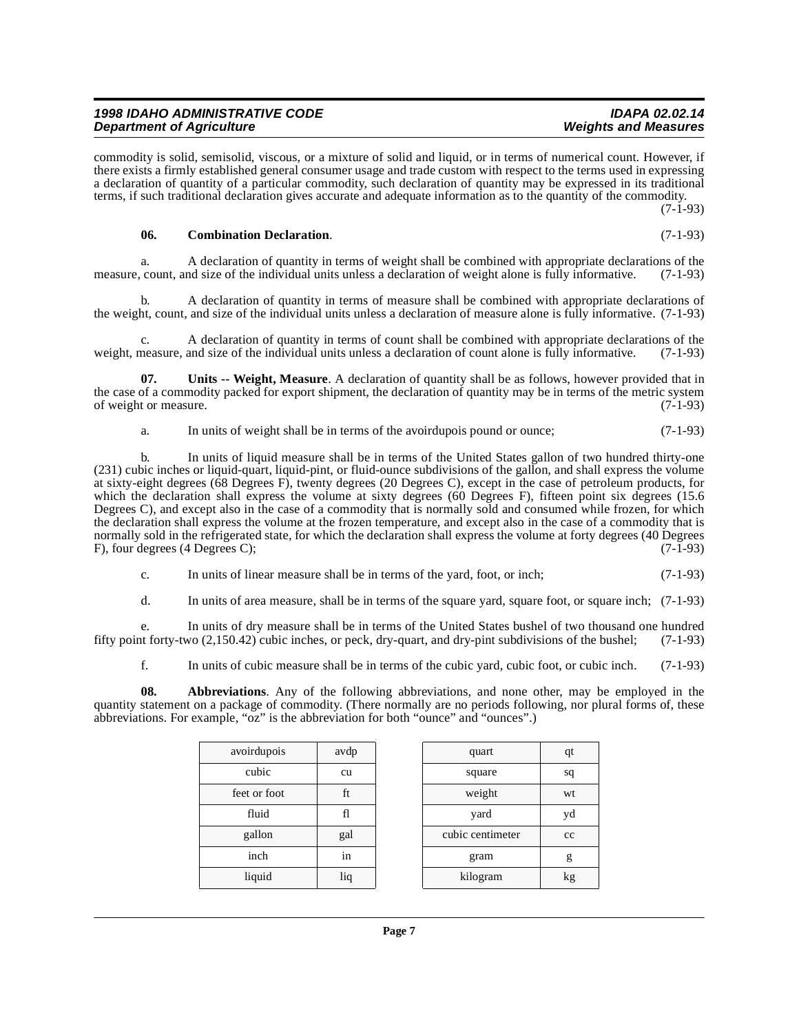commodity is solid, semisolid, viscous, or a mixture of solid and liquid, or in terms of numerical count. However, if there exists a firmly established general consumer usage and trade custom with respect to the terms used in expressing a declaration of quantity of a particular commodity, such declaration of quantity may be expressed in its traditional terms, if such traditional declaration gives accurate and adequate information as to the quantity of the commodity. (7-1-93)

**06. Combination Declaration**. (7-1-93)

a. A declaration of quantity in terms of weight shall be combined with appropriate declarations of the measure, count, and size of the individual units unless a declaration of weight alone is fully informative. (7-1-93)

b. A declaration of quantity in terms of measure shall be combined with appropriate declarations of the weight, count, and size of the individual units unless a declaration of measure alone is fully informative. (7-1-93)

c. A declaration of quantity in terms of count shall be combined with appropriate declarations of the weight, measure, and size of the individual units unless a declaration of count alone is fully informative. (7-1-93)

**07. Units -- Weight, Measure**. A declaration of quantity shall be as follows, however provided that in the case of a commodity packed for export shipment, the declaration of quantity may be in terms of the metric system of weight or measure. (7-1-93)

a. In units of weight shall be in terms of the avoirdupois pound or ounce; (7-1-93)

b. In units of liquid measure shall be in terms of the United States gallon of two hundred thirty-one (231) cubic inches or liquid-quart, liquid-pint, or fluid-ounce subdivisions of the gallon, and shall express the volume at sixty-eight degrees (68 Degrees F), twenty degrees (20 Degrees C), except in the case of petroleum products, for which the declaration shall express the volume at sixty degrees (60 Degrees F), fifteen point six degrees (15.6 Degrees C), and except also in the case of a commodity that is normally sold and consumed while frozen, for which the declaration shall express the volume at the frozen temperature, and except also in the case of a commodity that is normally sold in the refrigerated state, for which the declaration shall express the volume at forty degrees (40 Degrees F), four degrees (4 Degrees C); (7-1-93)

c. In units of linear measure shall be in terms of the yard, foot, or inch; (7-1-93)

d. In units of area measure, shall be in terms of the square yard, square foot, or square inch; (7-1-93)

e. In units of dry measure shall be in terms of the United States bushel of two thousand one hundred fifty point forty-two (2,150.42) cubic inches, or peck, dry-quart, and dry-pint subdivisions of the bushel; (7-1-93)

f. In units of cubic measure shall be in terms of the cubic yard, cubic foot, or cubic inch. (7-1-93)

**08. Abbreviations**. Any of the following abbreviations, and none other, may be employed in the quantity statement on a package of commodity. (There normally are no periods following, nor plural forms of, these abbreviations. For example, "oz" is the abbreviation for both "ounce" and "ounces".)

| avoirdupois | avdp |
|---|---|
| cubic | cu |
| feet or foot | ft |
| fluid | fl |
| gallon | gal |
| inch | in |
| liquid | liq |

| quart | qt |
|---|---|
| square | sq |
| weight | wt |
| yard | yd |
| cubic centimeter | cc |
| gram | g |
| kilogram | kg |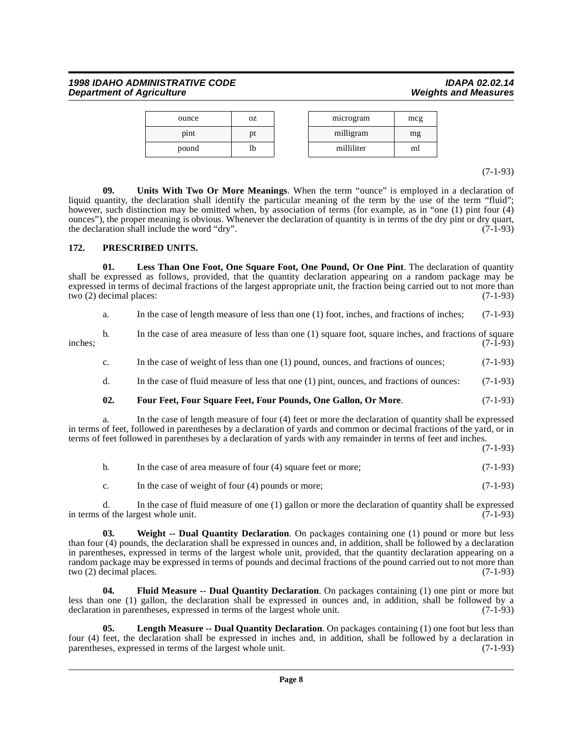| ounce | oz |
|---|---|
| pint | pt |
| pound | lb |

| microgram | mcg |
|---|---|
| milligram | mg |
| milliliter | ml |

(7-1-93)

**09. Units With Two Or More Meanings**. When the term "ounce" is employed in a declaration of liquid quantity, the declaration shall identify the particular meaning of the term by the use of the term "fluid"; however, such distinction may be omitted when, by association of terms (for example, as in "one (1) pint four (4) ounces"), the proper meaning is obvious. Whenever the declaration of quantity is in terms of the dry pint or dry quart, the declaration shall include the word "dry". (7-1-93)

## 172. PRESCRIBED UNITS.

**01. Less Than One Foot, One Square Foot, One Pound, Or One Pint**. The declaration of quantity shall be expressed as follows, provided, that the quantity declaration appearing on a random package may be expressed in terms of decimal fractions of the largest appropriate unit, the fraction being carried out to not more than two (2) decimal places: (7-1-93)

a. In the case of length measure of less than one (1) foot, inches, and fractions of inches; (7-1-93)

b. In the case of area measure of less than one (1) square foot, square inches, and fractions of square inches; (7-1-93)

c. In the case of weight of less than one (1) pound, ounces, and fractions of ounces; (7-1-93)

d. In the case of fluid measure of less that one (1) pint, ounces, and fractions of ounces: (7-1-93)

**02. Four Feet, Four Square Feet, Four Pounds, One Gallon, Or More**. (7-1-93)

a. In the case of length measure of four (4) feet or more the declaration of quantity shall be expressed in terms of feet, followed in parentheses by a declaration of yards and common or decimal fractions of the yard, or in terms of feet followed in parentheses by a declaration of yards with any remainder in terms of feet and inches. (7-1-93)

b. In the case of area measure of four (4) square feet or more; (7-1-93)

c. In the case of weight of four (4) pounds or more; (7-1-93)

d. In the case of fluid measure of one (1) gallon or more the declaration of quantity shall be expressed in terms of the largest whole unit. (7-1-93)

**03. Weight -- Dual Quantity Declaration**. On packages containing one (1) pound or more but less than four (4) pounds, the declaration shall be expressed in ounces and, in addition, shall be followed by a declaration in parentheses, expressed in terms of the largest whole unit, provided, that the quantity declaration appearing on a random package may be expressed in terms of pounds and decimal fractions of the pound carried out to not more than two (2) decimal places. (7-1-93)

**04. Fluid Measure -- Dual Quantity Declaration**. On packages containing (1) one pint or more but less than one (1) gallon, the declaration shall be expressed in ounces and, in addition, shall be followed by a declaration in parentheses, expressed in terms of the largest whole unit. (7-1-93)

**05. Length Measure -- Dual Quantity Declaration**. On packages containing (1) one foot but less than four (4) feet, the declaration shall be expressed in inches and, in addition, shall be followed by a declaration in parentheses, expressed in terms of the largest whole unit. (7-1-93)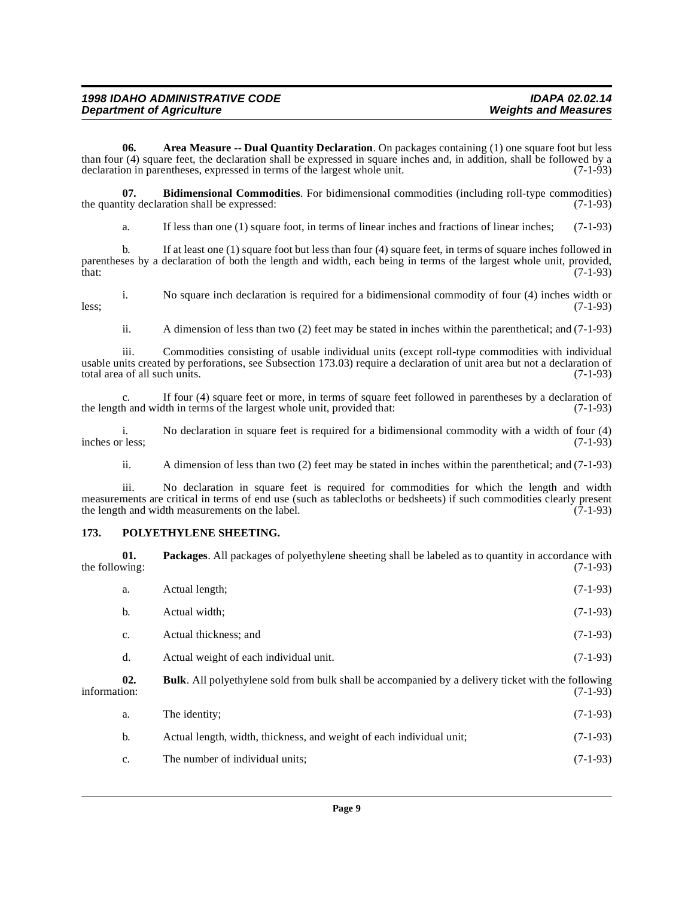**06. Area Measure -- Dual Quantity Declaration**. On packages containing (1) one square foot but less than four (4) square feet, the declaration shall be expressed in square inches and, in addition, shall be followed by a declaration in parentheses, expressed in terms of the largest whole unit. (7-1-93)

**07. Bidimensional Commodities**. For bidimensional commodities (including roll-type commodities) the quantity declaration shall be expressed: (7-1-93)

a. If less than one (1) square foot, in terms of linear inches and fractions of linear inches; (7-1-93)

b. If at least one (1) square foot but less than four (4) square feet, in terms of square inches followed in parentheses by a declaration of both the length and width, each being in terms of the largest whole unit, provided, that: (7-1-93)

i. No square inch declaration is required for a bidimensional commodity of four (4) inches width or less; (7-1-93)

ii. A dimension of less than two (2) feet may be stated in inches within the parenthetical; and (7-1-93)

iii. Commodities consisting of usable individual units (except roll-type commodities with individual usable units created by perforations, see Subsection 173.03) require a declaration of unit area but not a declaration of total area of all such units. (7-1-93)

c. If four (4) square feet or more, in terms of square feet followed in parentheses by a declaration of the length and width in terms of the largest whole unit, provided that: (7-1-93)

i. No declaration in square feet is required for a bidimensional commodity with a width of four (4) inches or less; (7-1-93)

ii. A dimension of less than two (2) feet may be stated in inches within the parenthetical; and (7-1-93)

iii. No declaration in square feet is required for commodities for which the length and width measurements are critical in terms of end use (such as tablecloths or bedsheets) if such commodities clearly present the length and width measurements on the label. (7-1-93)

## 173. POLYETHYLENE SHEETING.

**01. Packages**. All packages of polyethylene sheeting shall be labeled as to quantity in accordance with the following: (7-1-93)

a. Actual length; (7-1-93)

b. Actual width; (7-1-93)

c. Actual thickness; and (7-1-93)

d. Actual weight of each individual unit. (7-1-93)

**02. Bulk**. All polyethylene sold from bulk shall be accompanied by a delivery ticket with the following information: (7-1-93)

a. The identity; (7-1-93)

b. Actual length, width, thickness, and weight of each individual unit; (7-1-93)

c. The number of individual units; (7-1-93)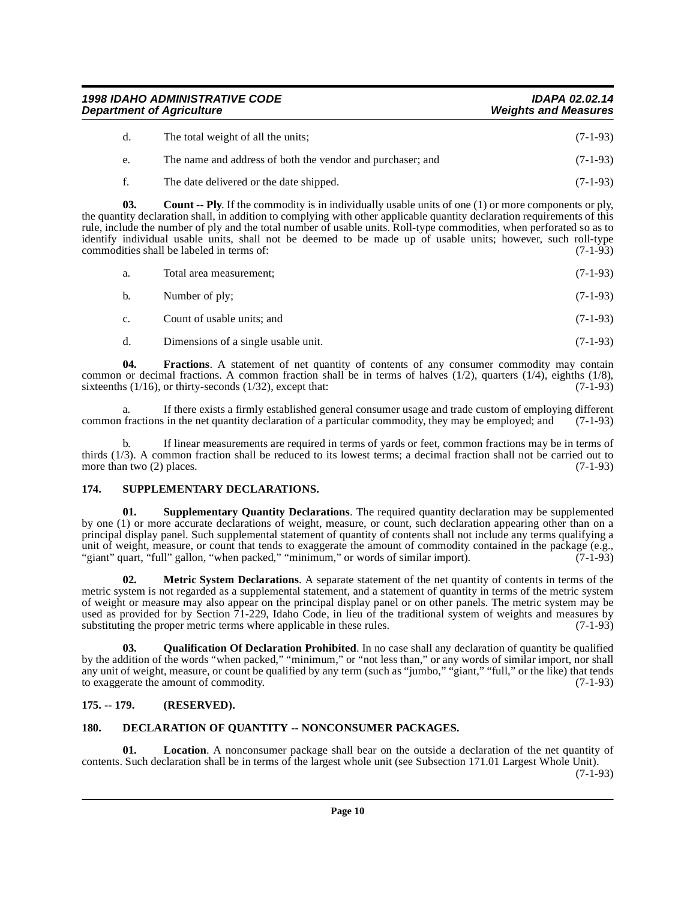d. The total weight of all the units; (7-1-93)

e. The name and address of both the vendor and purchaser; and (7-1-93)

f. The date delivered or the date shipped. (7-1-93)

**03. Count -- Ply**. If the commodity is in individually usable units of one (1) or more components or ply, the quantity declaration shall, in addition to complying with other applicable quantity declaration requirements of this rule, include the number of ply and the total number of usable units. Roll-type commodities, when perforated so as to identify individual usable units, shall not be deemed to be made up of usable units; however, such roll-type commodities shall be labeled in terms of: (7-1-93)

a. Total area measurement; (7-1-93)

b. Number of ply; (7-1-93)

c. Count of usable units; and (7-1-93)

d. Dimensions of a single usable unit. (7-1-93)

**04. Fractions**. A statement of net quantity of contents of any consumer commodity may contain common or decimal fractions. A common fraction shall be in terms of halves (1/2), quarters (1/4), eighths (1/8), sixteenths (1/16), or thirty-seconds (1/32), except that: (7-1-93)

a. If there exists a firmly established general consumer usage and trade custom of employing different common fractions in the net quantity declaration of a particular commodity, they may be employed; and (7-1-93)

b. If linear measurements are required in terms of yards or feet, common fractions may be in terms of thirds (1/3). A common fraction shall be reduced to its lowest terms; a decimal fraction shall not be carried out to more than two (2) places. (7-1-93)

## 174. SUPPLEMENTARY DECLARATIONS.

**01. Supplementary Quantity Declarations**. The required quantity declaration may be supplemented by one (1) or more accurate declarations of weight, measure, or count, such declaration appearing other than on a principal display panel. Such supplemental statement of quantity of contents shall not include any terms qualifying a unit of weight, measure, or count that tends to exaggerate the amount of commodity contained in the package (e.g., "giant" quart, "full" gallon, "when packed," "minimum," or words of similar import). (7-1-93)

**02. Metric System Declarations**. A separate statement of the net quantity of contents in terms of the metric system is not regarded as a supplemental statement, and a statement of quantity in terms of the metric system of weight or measure may also appear on the principal display panel or on other panels. The metric system may be used as provided for by Section 71-229, Idaho Code, in lieu of the traditional system of weights and measures by substituting the proper metric terms where applicable in these rules. (7-1-93)

**03. Qualification Of Declaration Prohibited**. In no case shall any declaration of quantity be qualified by the addition of the words "when packed," "minimum," or "not less than," or any words of similar import, nor shall any unit of weight, measure, or count be qualified by any term (such as "jumbo," "giant," "full," or the like) that tends to exaggerate the amount of commodity. (7-1-93)

## 175. -- 179. (RESERVED).

## 180. DECLARATION OF QUANTITY -- NONCONSUMER PACKAGES.

**01. Location**. A nonconsumer package shall bear on the outside a declaration of the net quantity of contents. Such declaration shall be in terms of the largest whole unit (see Subsection 171.01 Largest Whole Unit). (7-1-93)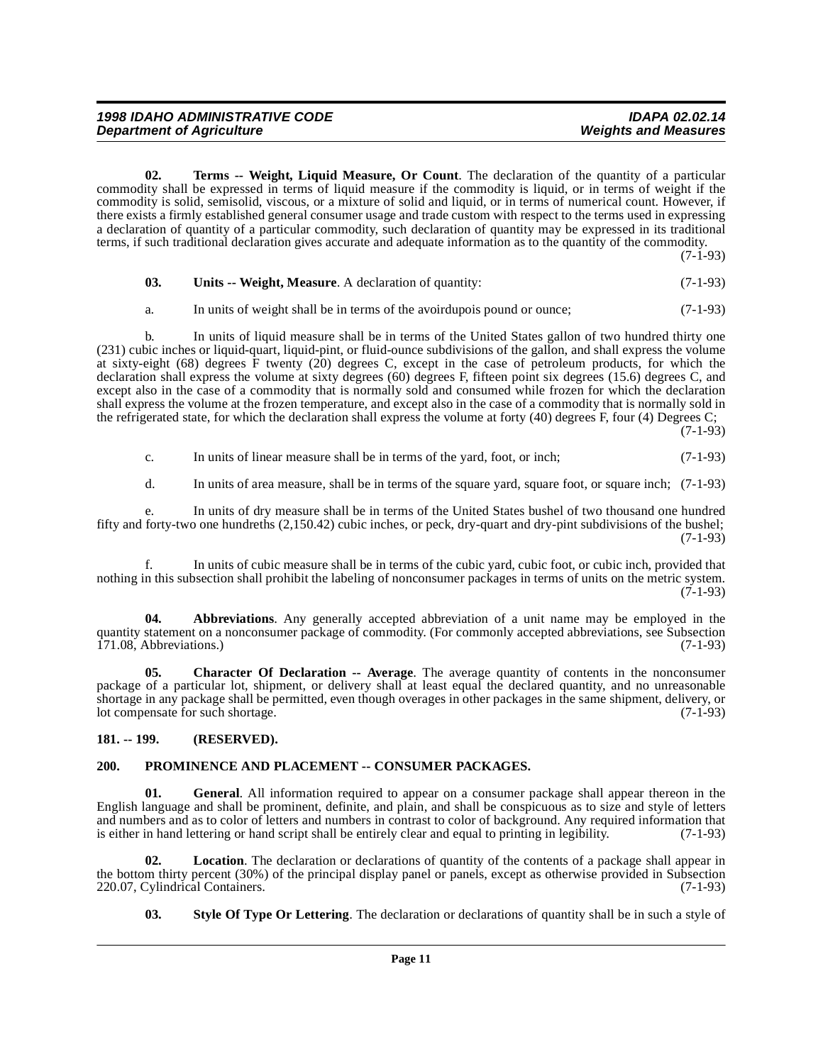**02. Terms -- Weight, Liquid Measure, Or Count**. The declaration of the quantity of a particular commodity shall be expressed in terms of liquid measure if the commodity is liquid, or in terms of weight if the commodity is solid, semisolid, viscous, or a mixture of solid and liquid, or in terms of numerical count. However, if there exists a firmly established general consumer usage and trade custom with respect to the terms used in expressing a declaration of quantity of a particular commodity, such declaration of quantity may be expressed in its traditional terms, if such traditional declaration gives accurate and adequate information as to the quantity of the commodity. (7-1-93)

**03. Units -- Weight, Measure**. A declaration of quantity: (7-1-93)

a. In units of weight shall be in terms of the avoirdupois pound or ounce; (7-1-93)

b. In units of liquid measure shall be in terms of the United States gallon of two hundred thirty one (231) cubic inches or liquid-quart, liquid-pint, or fluid-ounce subdivisions of the gallon, and shall express the volume at sixty-eight (68) degrees F twenty (20) degrees C, except in the case of petroleum products, for which the declaration shall express the volume at sixty degrees (60) degrees F, fifteen point six degrees (15.6) degrees C, and except also in the case of a commodity that is normally sold and consumed while frozen for which the declaration shall express the volume at the frozen temperature, and except also in the case of a commodity that is normally sold in the refrigerated state, for which the declaration shall express the volume at forty (40) degrees F, four (4) Degrees C; (7-1-93)

c. In units of linear measure shall be in terms of the yard, foot, or inch; (7-1-93)

d. In units of area measure, shall be in terms of the square yard, square foot, or square inch; (7-1-93)

e. In units of dry measure shall be in terms of the United States bushel of two thousand one hundred fifty and forty-two one hundreths (2,150.42) cubic inches, or peck, dry-quart and dry-pint subdivisions of the bushel; (7-1-93)

f. In units of cubic measure shall be in terms of the cubic yard, cubic foot, or cubic inch, provided that nothing in this subsection shall prohibit the labeling of nonconsumer packages in terms of units on the metric system. (7-1-93)

**04. Abbreviations**. Any generally accepted abbreviation of a unit name may be employed in the quantity statement on a nonconsumer package of commodity. (For commonly accepted abbreviations, see Subsection 171.08, Abbreviations.) (7-1-93)

**05. Character Of Declaration -- Average**. The average quantity of contents in the nonconsumer package of a particular lot, shipment, or delivery shall at least equal the declared quantity, and no unreasonable shortage in any package shall be permitted, even though overages in other packages in the same shipment, delivery, or lot compensate for such shortage. (7-1-93)

## 181. -- 199. (RESERVED).

## 200. PROMINENCE AND PLACEMENT -- CONSUMER PACKAGES.

**01. General**. All information required to appear on a consumer package shall appear thereon in the English language and shall be prominent, definite, and plain, and shall be conspicuous as to size and style of letters and numbers and as to color of letters and numbers in contrast to color of background. Any required information that is either in hand lettering or hand script shall be entirely clear and equal to printing in legibility. (7-1-93)

**02. Location**. The declaration or declarations of quantity of the contents of a package shall appear in the bottom thirty percent (30%) of the principal display panel or panels, except as otherwise provided in Subsection 220.07, Cylindrical Containers. (7-1-93)

**03. Style Of Type Or Lettering**. The declaration or declarations of quantity shall be in such a style of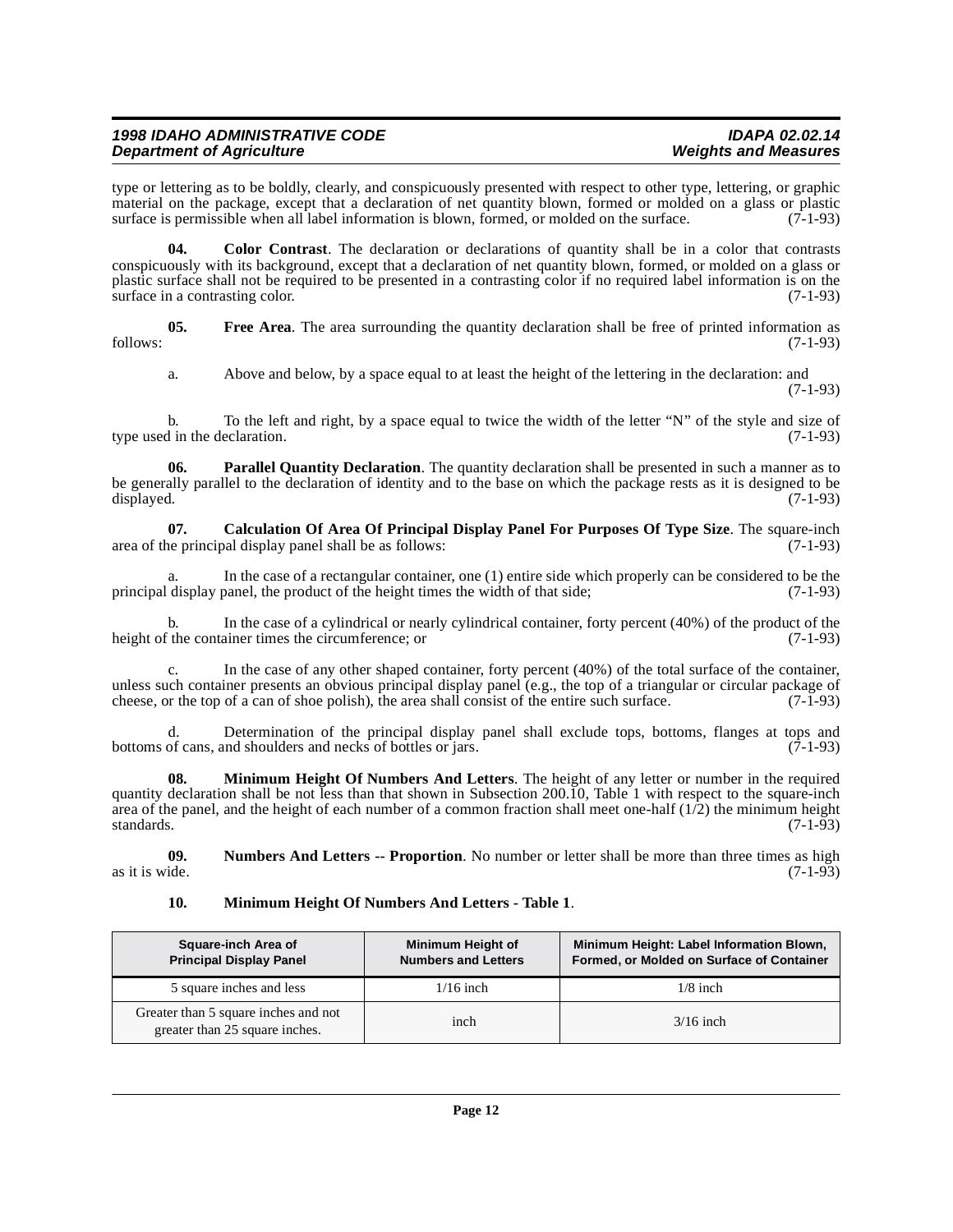type or lettering as to be boldly, clearly, and conspicuously presented with respect to other type, lettering, or graphic material on the package, except that a declaration of net quantity blown, formed or molded on a glass or plastic surface is permissible when all label information is blown, formed, or molded on the surface. (7-1-93)

**04. Color Contrast**. The declaration or declarations of quantity shall be in a color that contrasts conspicuously with its background, except that a declaration of net quantity blown, formed, or molded on a glass or plastic surface shall not be required to be presented in a contrasting color if no required label information is on the surface in a contrasting color. (7-1-93)

**05. Free Area**. The area surrounding the quantity declaration shall be free of printed information as follows: (7-1-93)

a. Above and below, by a space equal to at least the height of the lettering in the declaration: and (7-1-93)

b. To the left and right, by a space equal to twice the width of the letter "N" of the style and size of type used in the declaration. (7-1-93)

**06. Parallel Quantity Declaration**. The quantity declaration shall be presented in such a manner as to be generally parallel to the declaration of identity and to the base on which the package rests as it is designed to be displayed. (7-1-93)

**07. Calculation Of Area Of Principal Display Panel For Purposes Of Type Size**. The square-inch area of the principal display panel shall be as follows: (7-1-93)

a. In the case of a rectangular container, one (1) entire side which properly can be considered to be the principal display panel, the product of the height times the width of that side; (7-1-93)

b. In the case of a cylindrical or nearly cylindrical container, forty percent (40%) of the product of the height of the container times the circumference; or (7-1-93)

c. In the case of any other shaped container, forty percent (40%) of the total surface of the container, unless such container presents an obvious principal display panel (e.g., the top of a triangular or circular package of cheese, or the top of a can of shoe polish), the area shall consist of the entire such surface. (7-1-93)

d. Determination of the principal display panel shall exclude tops, bottoms, flanges at tops and bottoms of cans, and shoulders and necks of bottles or jars. (7-1-93)

**08. Minimum Height Of Numbers And Letters**. The height of any letter or number in the required quantity declaration shall be not less than that shown in Subsection 200.10, Table 1 with respect to the square-inch area of the panel, and the height of each number of a common fraction shall meet one-half (1/2) the minimum height standards. (7-1-93)

**09. Numbers And Letters -- Proportion**. No number or letter shall be more than three times as high as it is wide. (7-1-93)

**10. Minimum Height Of Numbers And Letters - Table 1**.

| Square-inch Area of Principal Display Panel | Minimum Height of Numbers and Letters | Minimum Height: Label Information Blown, Formed, or Molded on Surface of Container |
|---|---|---|
| 5 square inches and less | 1/16 inch | 1/8 inch |
| Greater than 5 square inches and not greater than 25 square inches. | inch | 3/16 inch |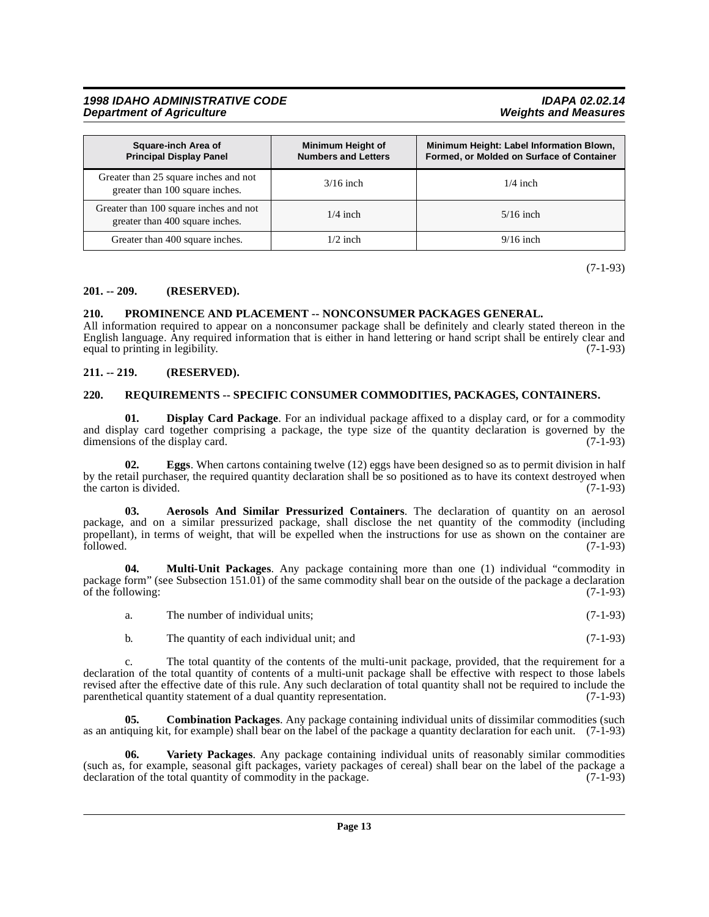| Square-inch Area of Principal Display Panel | Minimum Height of Numbers and Letters | Minimum Height: Label Information Blown, Formed, or Molded on Surface of Container |
|---|---|---|
| Greater than 25 square inches and not greater than 100 square inches. | 3/16 inch | 1/4 inch |
| Greater than 100 square inches and not greater than 400 square inches. | 1/4 inch | 5/16 inch |
| Greater than 400 square inches. | 1/2 inch | 9/16 inch |

(7-1-93)

## 201. -- 209. (RESERVED).

## 210. PROMINENCE AND PLACEMENT -- NONCONSUMER PACKAGES GENERAL.

All information required to appear on a nonconsumer package shall be definitely and clearly stated thereon in the English language. Any required information that is either in hand lettering or hand script shall be entirely clear and equal to printing in legibility. (7-1-93)

## 211. -- 219. (RESERVED).

## 220. REQUIREMENTS -- SPECIFIC CONSUMER COMMODITIES, PACKAGES, CONTAINERS.

**01. Display Card Package**. For an individual package affixed to a display card, or for a commodity and display card together comprising a package, the type size of the quantity declaration is governed by the dimensions of the display card. (7-1-93)

**02. Eggs**. When cartons containing twelve (12) eggs have been designed so as to permit division in half by the retail purchaser, the required quantity declaration shall be so positioned as to have its context destroyed when the carton is divided. (7-1-93)

**03. Aerosols And Similar Pressurized Containers**. The declaration of quantity on an aerosol package, and on a similar pressurized package, shall disclose the net quantity of the commodity (including propellant), in terms of weight, that will be expelled when the instructions for use as shown on the container are followed. (7-1-93)

**04. Multi-Unit Packages**. Any package containing more than one (1) individual "commodity in package form" (see Subsection 151.01) of the same commodity shall bear on the outside of the package a declaration of the following: (7-1-93)

a. The number of individual units; (7-1-93)

b. The quantity of each individual unit; and (7-1-93)

c. The total quantity of the contents of the multi-unit package, provided, that the requirement for a declaration of the total quantity of contents of a multi-unit package shall be effective with respect to those labels revised after the effective date of this rule. Any such declaration of total quantity shall not be required to include the parenthetical quantity statement of a dual quantity representation. (7-1-93)

**05. Combination Packages**. Any package containing individual units of dissimilar commodities (such as an antiquing kit, for example) shall bear on the label of the package a quantity declaration for each unit. (7-1-93)

**06. Variety Packages**. Any package containing individual units of reasonably similar commodities (such as, for example, seasonal gift packages, variety packages of cereal) shall bear on the label of the package a declaration of the total quantity of commodity in the package. (7-1-93)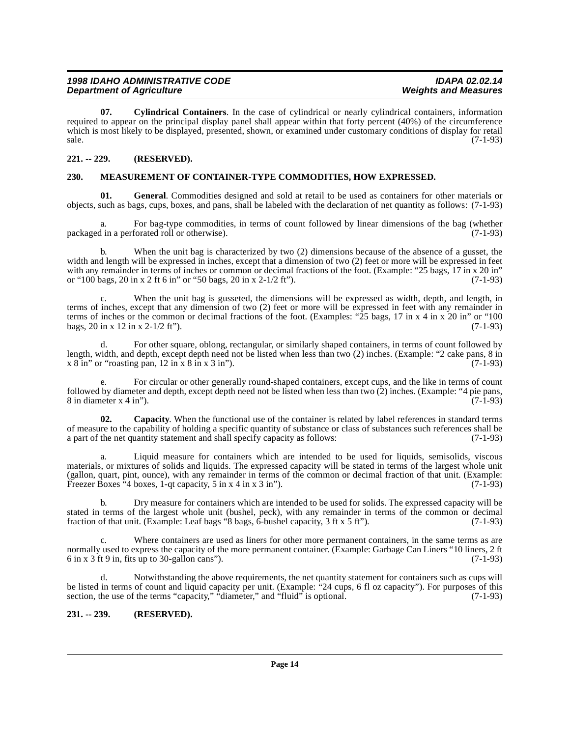**07. Cylindrical Containers**. In the case of cylindrical or nearly cylindrical containers, information required to appear on the principal display panel shall appear within that forty percent (40%) of the circumference which is most likely to be displayed, presented, shown, or examined under customary conditions of display for retail sale. (7-1-93)

## 221. -- 229. (RESERVED).

## 230. MEASUREMENT OF CONTAINER-TYPE COMMODITIES, HOW EXPRESSED.

**01. General**. Commodities designed and sold at retail to be used as containers for other materials or objects, such as bags, cups, boxes, and pans, shall be labeled with the declaration of net quantity as follows: (7-1-93)

a. For bag-type commodities, in terms of count followed by linear dimensions of the bag (whether packaged in a perforated roll or otherwise). (7-1-93)

b. When the unit bag is characterized by two (2) dimensions because of the absence of a gusset, the width and length will be expressed in inches, except that a dimension of two (2) feet or more will be expressed in feet with any remainder in terms of inches or common or decimal fractions of the foot. (Example: "25 bags, 17 in x 20 in" or "100 bags, 20 in x 2 ft 6 in" or "50 bags, 20 in x 2-1/2 ft"). (7-1-93)

c. When the unit bag is gusseted, the dimensions will be expressed as width, depth, and length, in terms of inches, except that any dimension of two (2) feet or more will be expressed in feet with any remainder in terms of inches or the common or decimal fractions of the foot. (Examples: "25 bags, 17 in x 4 in x 20 in" or "100 bags, 20 in x 12 in x 2-1/2 ft"). (7-1-93)

d. For other square, oblong, rectangular, or similarly shaped containers, in terms of count followed by length, width, and depth, except depth need not be listed when less than two (2) inches. (Example: "2 cake pans, 8 in x 8 in" or "roasting pan, 12 in x 8 in x 3 in"). (7-1-93)

e. For circular or other generally round-shaped containers, except cups, and the like in terms of count followed by diameter and depth, except depth need not be listed when less than two (2) inches. (Example: "4 pie pans, 8 in diameter x 4 in"). (7-1-93)

**02. Capacity**. When the functional use of the container is related by label references in standard terms of measure to the capability of holding a specific quantity of substance or class of substances such references shall be a part of the net quantity statement and shall specify capacity as follows: (7-1-93)

a. Liquid measure for containers which are intended to be used for liquids, semisolids, viscous materials, or mixtures of solids and liquids. The expressed capacity will be stated in terms of the largest whole unit (gallon, quart, pint, ounce), with any remainder in terms of the common or decimal fraction of that unit. (Example: Freezer Boxes "4 boxes, 1-qt capacity, 5 in x 4 in x 3 in"). (7-1-93)

b. Dry measure for containers which are intended to be used for solids. The expressed capacity will be stated in terms of the largest whole unit (bushel, peck), with any remainder in terms of the common or decimal fraction of that unit. (Example: Leaf bags "8 bags, 6-bushel capacity, 3 ft x 5 ft"). (7-1-93)

c. Where containers are used as liners for other more permanent containers, in the same terms as are normally used to express the capacity of the more permanent container. (Example: Garbage Can Liners "10 liners, 2 ft 6 in x 3 ft 9 in, fits up to 30-gallon cans"). (7-1-93)

d. Notwithstanding the above requirements, the net quantity statement for containers such as cups will be listed in terms of count and liquid capacity per unit. (Example: "24 cups, 6 fl oz capacity"). For purposes of this section, the use of the terms "capacity," "diameter," and "fluid" is optional. (7-1-93)

## 231. -- 239. (RESERVED).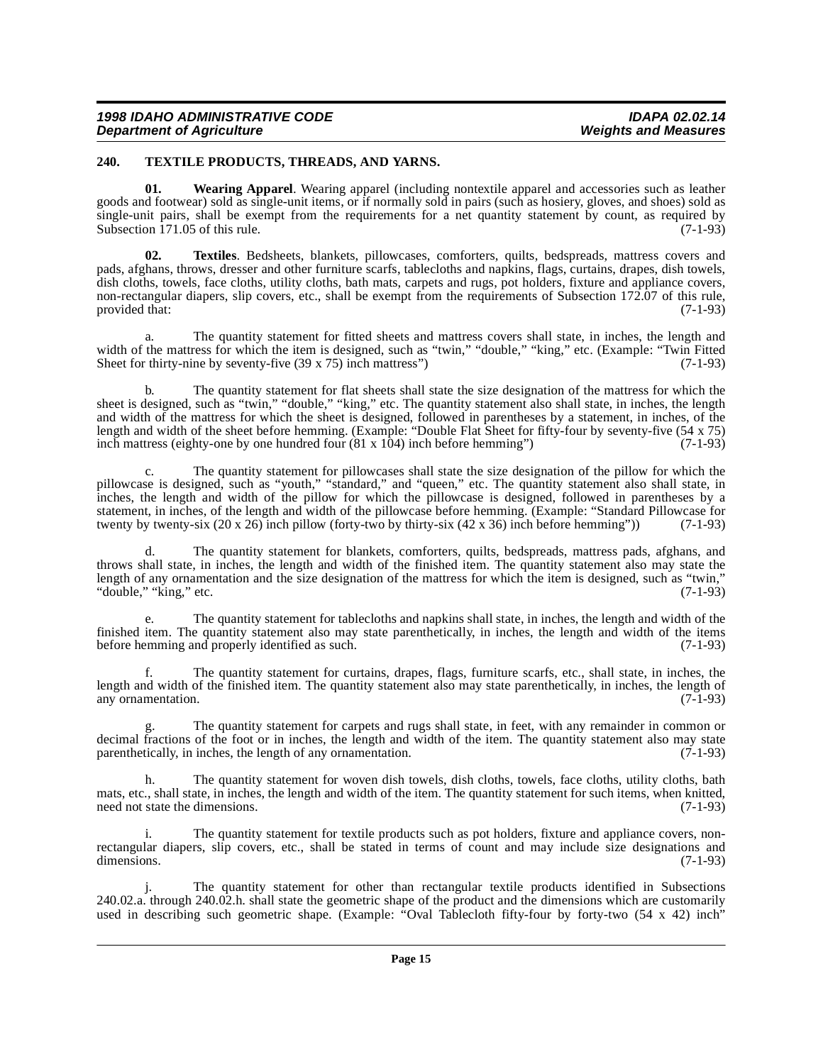## 240. TEXTILE PRODUCTS, THREADS, AND YARNS.

**01. Wearing Apparel**. Wearing apparel (including nontextile apparel and accessories such as leather goods and footwear) sold as single-unit items, or if normally sold in pairs (such as hosiery, gloves, and shoes) sold as single-unit pairs, shall be exempt from the requirements for a net quantity statement by count, as required by Subsection 171.05 of this rule. (7-1-93)

**02. Textiles**. Bedsheets, blankets, pillowcases, comforters, quilts, bedspreads, mattress covers and pads, afghans, throws, dresser and other furniture scarfs, tablecloths and napkins, flags, curtains, drapes, dish towels, dish cloths, towels, face cloths, utility cloths, bath mats, carpets and rugs, pot holders, fixture and appliance covers, non-rectangular diapers, slip covers, etc., shall be exempt from the requirements of Subsection 172.07 of this rule, provided that: (7-1-93)

a. The quantity statement for fitted sheets and mattress covers shall state, in inches, the length and width of the mattress for which the item is designed, such as "twin," "double," "king," etc. (Example: "Twin Fitted Sheet for thirty-nine by seventy-five (39 x 75) inch mattress") (7-1-93)

b. The quantity statement for flat sheets shall state the size designation of the mattress for which the sheet is designed, such as "twin," "double," "king," etc. The quantity statement also shall state, in inches, the length and width of the mattress for which the sheet is designed, followed in parentheses by a statement, in inches, of the length and width of the sheet before hemming. (Example: "Double Flat Sheet for fifty-four by seventy-five (54 x 75) inch mattress (eighty-one by one hundred four (81 x 104) inch before hemming") (7-1-93)

c. The quantity statement for pillowcases shall state the size designation of the pillow for which the pillowcase is designed, such as "youth," "standard," and "queen," etc. The quantity statement also shall state, in inches, the length and width of the pillow for which the pillowcase is designed, followed in parentheses by a statement, in inches, of the length and width of the pillowcase before hemming. (Example: "Standard Pillowcase for twenty by twenty-six (20 x 26) inch pillow (forty-two by thirty-six (42 x 36) inch before hemming")) (7-1-93)

d. The quantity statement for blankets, comforters, quilts, bedspreads, mattress pads, afghans, and throws shall state, in inches, the length and width of the finished item. The quantity statement also may state the length of any ornamentation and the size designation of the mattress for which the item is designed, such as "twin," "double," "king," etc. (7-1-93)

e. The quantity statement for tablecloths and napkins shall state, in inches, the length and width of the finished item. The quantity statement also may state parenthetically, in inches, the length and width of the items before hemming and properly identified as such. (7-1-93)

f. The quantity statement for curtains, drapes, flags, furniture scarfs, etc., shall state, in inches, the length and width of the finished item. The quantity statement also may state parenthetically, in inches, the length of any ornamentation. (7-1-93)

g. The quantity statement for carpets and rugs shall state, in feet, with any remainder in common or decimal fractions of the foot or in inches, the length and width of the item. The quantity statement also may state parenthetically, in inches, the length of any ornamentation. (7-1-93)

h. The quantity statement for woven dish towels, dish cloths, towels, face cloths, utility cloths, bath mats, etc., shall state, in inches, the length and width of the item. The quantity statement for such items, when knitted, need not state the dimensions. (7-1-93)

i. The quantity statement for textile products such as pot holders, fixture and appliance covers, non-rectangular diapers, slip covers, etc., shall be stated in terms of count and may include size designations and dimensions. (7-1-93)

j. The quantity statement for other than rectangular textile products identified in Subsections 240.02.a. through 240.02.h. shall state the geometric shape of the product and the dimensions which are customarily used in describing such geometric shape. (Example: "Oval Tablecloth fifty-four by forty-two (54 x 42) inch"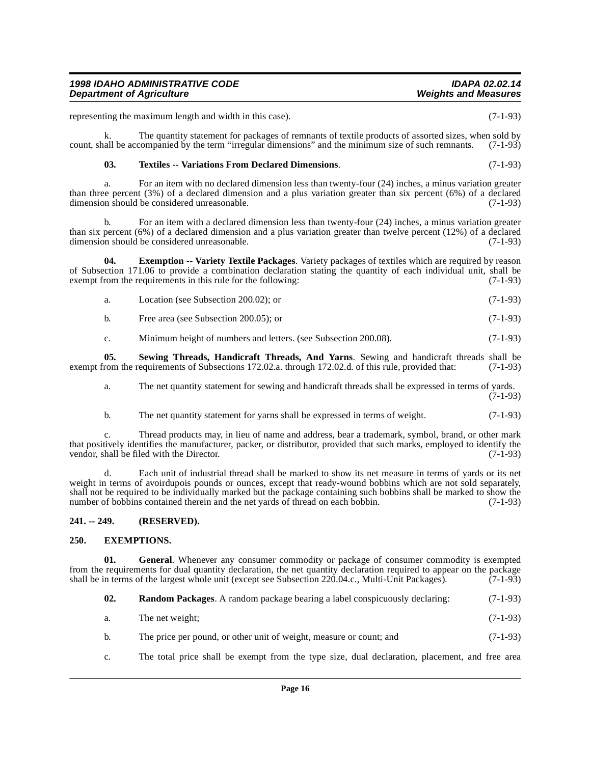representing the maximum length and width in this case). (7-1-93)

k. The quantity statement for packages of remnants of textile products of assorted sizes, when sold by count, shall be accompanied by the term "irregular dimensions" and the minimum size of such remnants. (7-1-93)

**03. Textiles -- Variations From Declared Dimensions**. (7-1-93)

a. For an item with no declared dimension less than twenty-four (24) inches, a minus variation greater than three percent (3%) of a declared dimension and a plus variation greater than six percent (6%) of a declared dimension should be considered unreasonable. (7-1-93)

b. For an item with a declared dimension less than twenty-four (24) inches, a minus variation greater than six percent (6%) of a declared dimension and a plus variation greater than twelve percent (12%) of a declared dimension should be considered unreasonable. (7-1-93)

**04. Exemption -- Variety Textile Packages**. Variety packages of textiles which are required by reason of Subsection 171.06 to provide a combination declaration stating the quantity of each individual unit, shall be exempt from the requirements in this rule for the following: (7-1-93)

a. Location (see Subsection 200.02); or (7-1-93)

b. Free area (see Subsection 200.05); or (7-1-93)

c. Minimum height of numbers and letters. (see Subsection 200.08). (7-1-93)

**05. Sewing Threads, Handicraft Threads, And Yarns**. Sewing and handicraft threads shall be exempt from the requirements of Subsections 172.02.a. through 172.02.d. of this rule, provided that: (7-1-93)

a. The net quantity statement for sewing and handicraft threads shall be expressed in terms of yards. (7-1-93)

b. The net quantity statement for yarns shall be expressed in terms of weight. (7-1-93)

c. Thread products may, in lieu of name and address, bear a trademark, symbol, brand, or other mark that positively identifies the manufacturer, packer, or distributor, provided that such marks, employed to identify the vendor, shall be filed with the Director. (7-1-93)

d. Each unit of industrial thread shall be marked to show its net measure in terms of yards or its net weight in terms of avoirdupois pounds or ounces, except that ready-wound bobbins which are not sold separately, shall not be required to be individually marked but the package containing such bobbins shall be marked to show the number of bobbins contained therein and the net yards of thread on each bobbin. (7-1-93)

## 241. -- 249. (RESERVED).

## 250. EXEMPTIONS.

**01. General**. Whenever any consumer commodity or package of consumer commodity is exempted from the requirements for dual quantity declaration, the net quantity declaration required to appear on the package shall be in terms of the largest whole unit (except see Subsection 220.04.c., Multi-Unit Packages). (7-1-93)

**02. Random Packages**. A random package bearing a label conspicuously declaring: (7-1-93)

a. The net weight; (7-1-93)

b. The price per pound, or other unit of weight, measure or count; and (7-1-93)

c. The total price shall be exempt from the type size, dual declaration, placement, and free area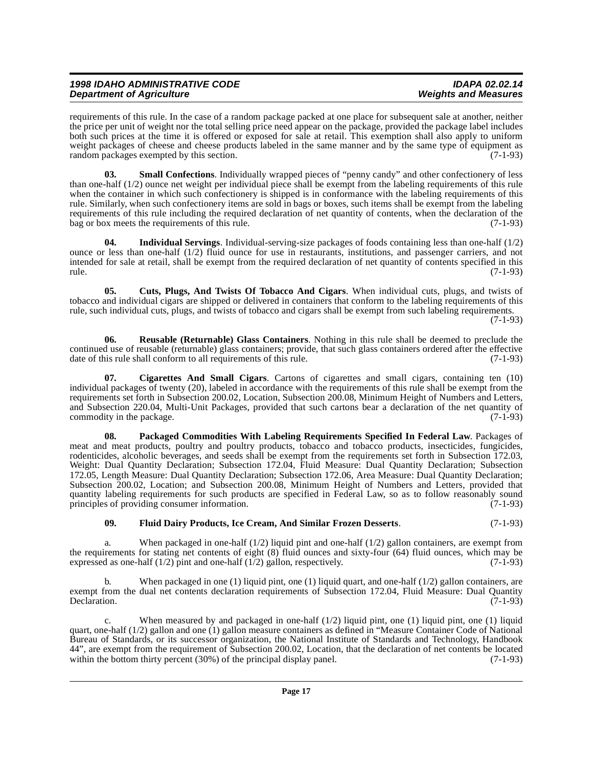requirements of this rule. In the case of a random package packed at one place for subsequent sale at another, neither the price per unit of weight nor the total selling price need appear on the package, provided the package label includes both such prices at the time it is offered or exposed for sale at retail. This exemption shall also apply to uniform weight packages of cheese and cheese products labeled in the same manner and by the same type of equipment as random packages exempted by this section. (7-1-93)

**03. Small Confections**. Individually wrapped pieces of "penny candy" and other confectionery of less than one-half (1/2) ounce net weight per individual piece shall be exempt from the labeling requirements of this rule when the container in which such confectionery is shipped is in conformance with the labeling requirements of this rule. Similarly, when such confectionery items are sold in bags or boxes, such items shall be exempt from the labeling requirements of this rule including the required declaration of net quantity of contents, when the declaration of the bag or box meets the requirements of this rule. (7-1-93)

**04. Individual Servings**. Individual-serving-size packages of foods containing less than one-half (1/2) ounce or less than one-half (1/2) fluid ounce for use in restaurants, institutions, and passenger carriers, and not intended for sale at retail, shall be exempt from the required declaration of net quantity of contents specified in this rule. (7-1-93)

**05. Cuts, Plugs, And Twists Of Tobacco And Cigars**. When individual cuts, plugs, and twists of tobacco and individual cigars are shipped or delivered in containers that conform to the labeling requirements of this rule, such individual cuts, plugs, and twists of tobacco and cigars shall be exempt from such labeling requirements. (7-1-93)

**06. Reusable (Returnable) Glass Containers**. Nothing in this rule shall be deemed to preclude the continued use of reusable (returnable) glass containers; provide, that such glass containers ordered after the effective date of this rule shall conform to all requirements of this rule. (7-1-93)

**07. Cigarettes And Small Cigars**. Cartons of cigarettes and small cigars, containing ten (10) individual packages of twenty (20), labeled in accordance with the requirements of this rule shall be exempt from the requirements set forth in Subsection 200.02, Location, Subsection 200.08, Minimum Height of Numbers and Letters, and Subsection 220.04, Multi-Unit Packages, provided that such cartons bear a declaration of the net quantity of commodity in the package. (7-1-93)

**08. Packaged Commodities With Labeling Requirements Specified In Federal Law**. Packages of meat and meat products, poultry and poultry products, tobacco and tobacco products, insecticides, fungicides, rodenticides, alcoholic beverages, and seeds shall be exempt from the requirements set forth in Subsection 172.03, Weight: Dual Quantity Declaration; Subsection 172.04, Fluid Measure: Dual Quantity Declaration; Subsection 172.05, Length Measure: Dual Quantity Declaration; Subsection 172.06, Area Measure: Dual Quantity Declaration; Subsection 200.02, Location; and Subsection 200.08, Minimum Height of Numbers and Letters, provided that quantity labeling requirements for such products are specified in Federal Law, so as to follow reasonably sound principles of providing consumer information. (7-1-93)

**09. Fluid Dairy Products, Ice Cream, And Similar Frozen Desserts**. (7-1-93)

a. When packaged in one-half (1/2) liquid pint and one-half (1/2) gallon containers, are exempt from the requirements for stating net contents of eight (8) fluid ounces and sixty-four (64) fluid ounces, which may be expressed as one-half (1/2) pint and one-half (1/2) gallon, respectively. (7-1-93)

b. When packaged in one (1) liquid pint, one (1) liquid quart, and one-half (1/2) gallon containers, are exempt from the dual net contents declaration requirements of Subsection 172.04, Fluid Measure: Dual Quantity Declaration. (7-1-93)

c. When measured by and packaged in one-half (1/2) liquid pint, one (1) liquid pint, one (1) liquid quart, one-half (1/2) gallon and one (1) gallon measure containers as defined in "Measure Container Code of National Bureau of Standards, or its successor organization, the National Institute of Standards and Technology, Handbook 44", are exempt from the requirement of Subsection 200.02, Location, that the declaration of net contents be located within the bottom thirty percent (30%) of the principal display panel. (7-1-93)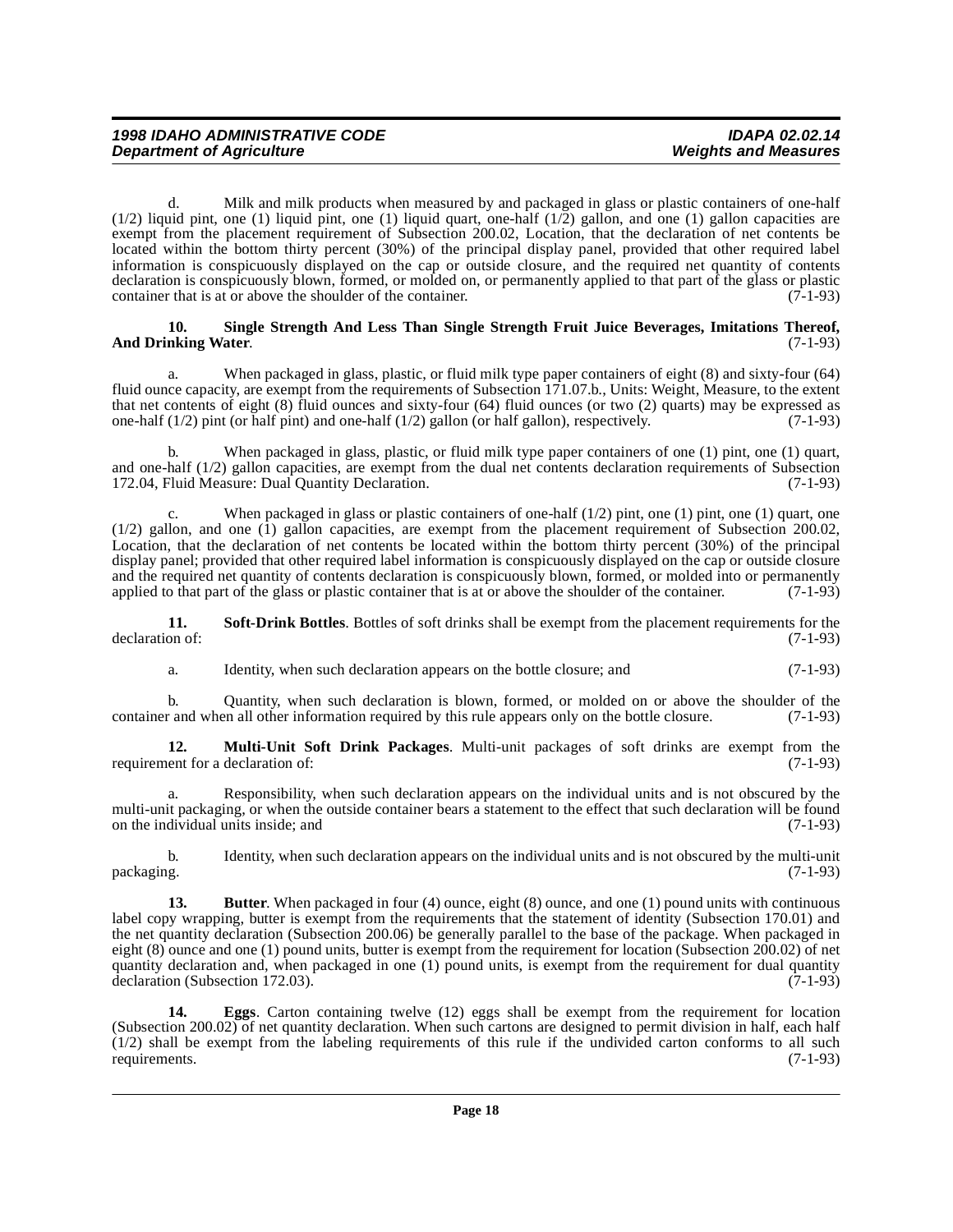d. Milk and milk products when measured by and packaged in glass or plastic containers of one-half (1/2) liquid pint, one (1) liquid pint, one (1) liquid quart, one-half (1/2) gallon, and one (1) gallon capacities are exempt from the placement requirement of Subsection 200.02, Location, that the declaration of net contents be located within the bottom thirty percent (30%) of the principal display panel, provided that other required label information is conspicuously displayed on the cap or outside closure, and the required net quantity of contents declaration is conspicuously blown, formed, or molded on, or permanently applied to that part of the glass or plastic container that is at or above the shoulder of the container. (7-1-93)

**10. Single Strength And Less Than Single Strength Fruit Juice Beverages, Imitations Thereof, And Drinking Water**. (7-1-93)

a. When packaged in glass, plastic, or fluid milk type paper containers of eight (8) and sixty-four (64) fluid ounce capacity, are exempt from the requirements of Subsection 171.07.b., Units: Weight, Measure, to the extent that net contents of eight (8) fluid ounces and sixty-four (64) fluid ounces (or two (2) quarts) may be expressed as one-half (1/2) pint (or half pint) and one-half (1/2) gallon (or half gallon), respectively. (7-1-93)

b. When packaged in glass, plastic, or fluid milk type paper containers of one (1) pint, one (1) quart, and one-half (1/2) gallon capacities, are exempt from the dual net contents declaration requirements of Subsection 172.04, Fluid Measure: Dual Quantity Declaration. (7-1-93)

c. When packaged in glass or plastic containers of one-half (1/2) pint, one (1) pint, one (1) quart, one (1/2) gallon, and one (1) gallon capacities, are exempt from the placement requirement of Subsection 200.02, Location, that the declaration of net contents be located within the bottom thirty percent (30%) of the principal display panel; provided that other required label information is conspicuously displayed on the cap or outside closure and the required net quantity of contents declaration is conspicuously blown, formed, or molded into or permanently applied to that part of the glass or plastic container that is at or above the shoulder of the container. (7-1-93)

**11. Soft-Drink Bottles**. Bottles of soft drinks shall be exempt from the placement requirements for the declaration of: (7-1-93)

a. Identity, when such declaration appears on the bottle closure; and (7-1-93)

b. Quantity, when such declaration is blown, formed, or molded on or above the shoulder of the container and when all other information required by this rule appears only on the bottle closure. (7-1-93)

**12. Multi-Unit Soft Drink Packages**. Multi-unit packages of soft drinks are exempt from the requirement for a declaration of: (7-1-93)

a. Responsibility, when such declaration appears on the individual units and is not obscured by the multi-unit packaging, or when the outside container bears a statement to the effect that such declaration will be found on the individual units inside; and (7-1-93)

b. Identity, when such declaration appears on the individual units and is not obscured by the multi-unit packaging. (7-1-93)

**13. Butter**. When packaged in four (4) ounce, eight (8) ounce, and one (1) pound units with continuous label copy wrapping, butter is exempt from the requirements that the statement of identity (Subsection 170.01) and the net quantity declaration (Subsection 200.06) be generally parallel to the base of the package. When packaged in eight (8) ounce and one (1) pound units, butter is exempt from the requirement for location (Subsection 200.02) of net quantity declaration and, when packaged in one (1) pound units, is exempt from the requirement for dual quantity declaration (Subsection 172.03). (7-1-93)

**14. Eggs**. Carton containing twelve (12) eggs shall be exempt from the requirement for location (Subsection 200.02) of net quantity declaration. When such cartons are designed to permit division in half, each half (1/2) shall be exempt from the labeling requirements of this rule if the undivided carton conforms to all such requirements. (7-1-93)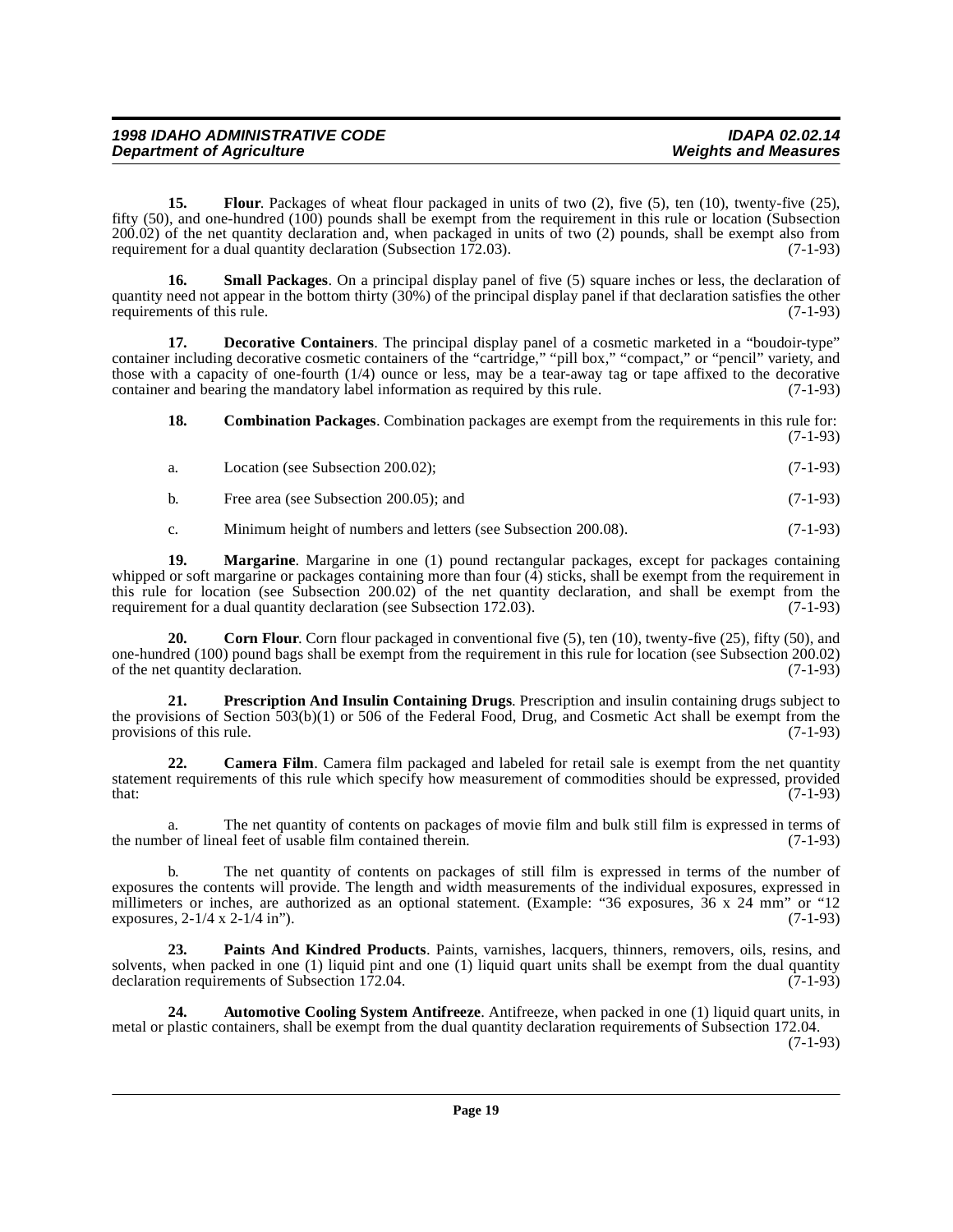**15. Flour**. Packages of wheat flour packaged in units of two (2), five (5), ten (10), twenty-five (25), fifty (50), and one-hundred (100) pounds shall be exempt from the requirement in this rule or location (Subsection 200.02) of the net quantity declaration and, when packaged in units of two (2) pounds, shall be exempt also from requirement for a dual quantity declaration (Subsection 172.03). (7-1-93)

**16. Small Packages**. On a principal display panel of five (5) square inches or less, the declaration of quantity need not appear in the bottom thirty (30%) of the principal display panel if that declaration satisfies the other requirements of this rule. (7-1-93)

**17. Decorative Containers**. The principal display panel of a cosmetic marketed in a "boudoir-type" container including decorative cosmetic containers of the "cartridge," "pill box," "compact," or "pencil" variety, and those with a capacity of one-fourth (1/4) ounce or less, may be a tear-away tag or tape affixed to the decorative container and bearing the mandatory label information as required by this rule. (7-1-93)

**18. Combination Packages**. Combination packages are exempt from the requirements in this rule for: (7-1-93)

a. Location (see Subsection 200.02); (7-1-93)

b. Free area (see Subsection 200.05); and (7-1-93)

c. Minimum height of numbers and letters (see Subsection 200.08). (7-1-93)

**19. Margarine**. Margarine in one (1) pound rectangular packages, except for packages containing whipped or soft margarine or packages containing more than four (4) sticks, shall be exempt from the requirement in this rule for location (see Subsection 200.02) of the net quantity declaration, and shall be exempt from the requirement for a dual quantity declaration (see Subsection 172.03). (7-1-93)

**20. Corn Flour**. Corn flour packaged in conventional five (5), ten (10), twenty-five (25), fifty (50), and one-hundred (100) pound bags shall be exempt from the requirement in this rule for location (see Subsection 200.02) of the net quantity declaration. (7-1-93)

**21. Prescription And Insulin Containing Drugs**. Prescription and insulin containing drugs subject to the provisions of Section 503(b)(1) or 506 of the Federal Food, Drug, and Cosmetic Act shall be exempt from the provisions of this rule. (7-1-93)

**22. Camera Film**. Camera film packaged and labeled for retail sale is exempt from the net quantity statement requirements of this rule which specify how measurement of commodities should be expressed, provided that: (7-1-93)

a. The net quantity of contents on packages of movie film and bulk still film is expressed in terms of the number of lineal feet of usable film contained therein. (7-1-93)

b. The net quantity of contents on packages of still film is expressed in terms of the number of exposures the contents will provide. The length and width measurements of the individual exposures, expressed in millimeters or inches, are authorized as an optional statement. (Example: "36 exposures, 36 x 24 mm" or "12 exposures, 2-1/4 x 2-1/4 in"). (7-1-93)

**23. Paints And Kindred Products**. Paints, varnishes, lacquers, thinners, removers, oils, resins, and solvents, when packed in one (1) liquid pint and one (1) liquid quart units shall be exempt from the dual quantity declaration requirements of Subsection 172.04. (7-1-93)

**24. Automotive Cooling System Antifreeze**. Antifreeze, when packed in one (1) liquid quart units, in metal or plastic containers, shall be exempt from the dual quantity declaration requirements of Subsection 172.04. (7-1-93)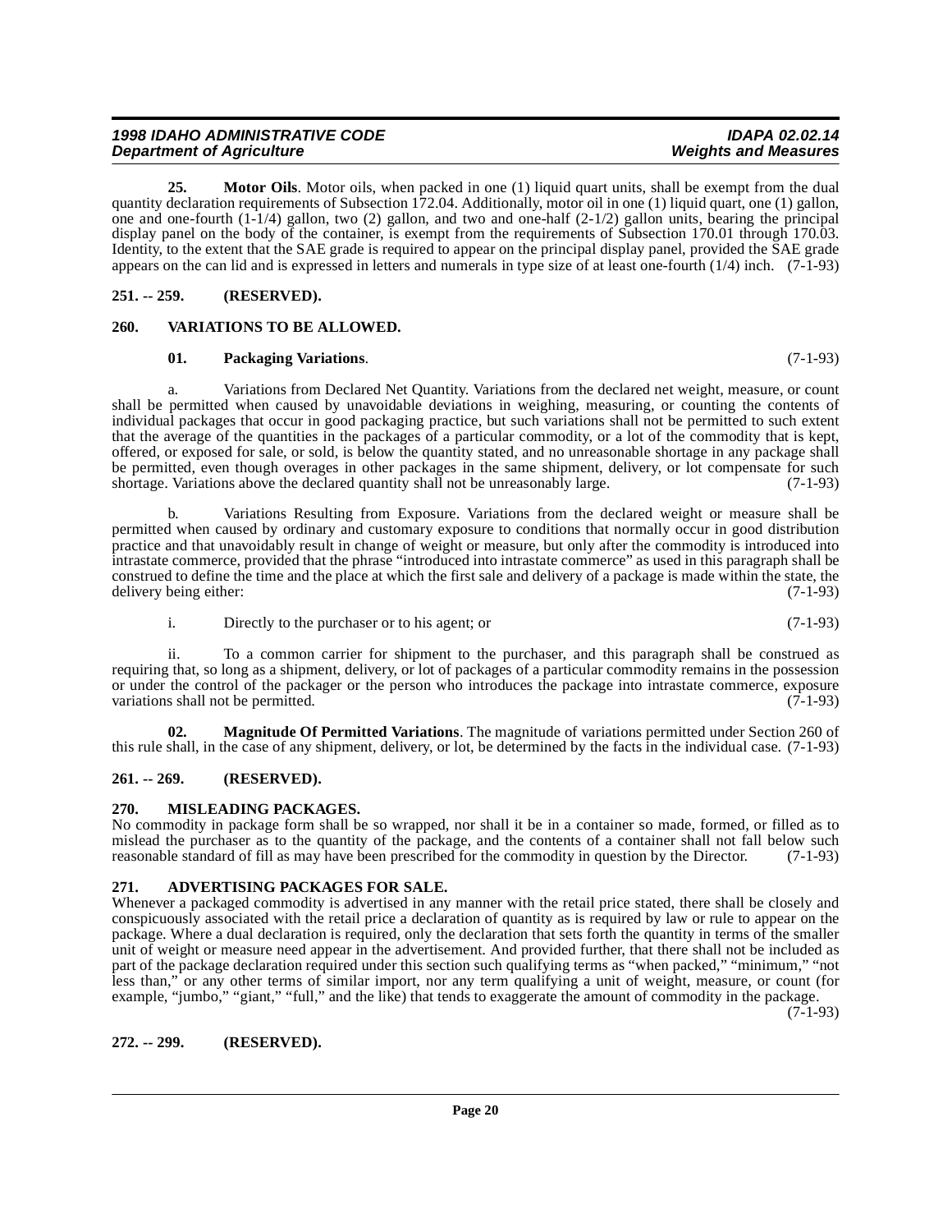**25. Motor Oils**. Motor oils, when packed in one (1) liquid quart units, shall be exempt from the dual quantity declaration requirements of Subsection 172.04. Additionally, motor oil in one (1) liquid quart, one (1) gallon, one and one-fourth (1-1/4) gallon, two (2) gallon, and two and one-half (2-1/2) gallon units, bearing the principal display panel on the body of the container, is exempt from the requirements of Subsection 170.01 through 170.03. Identity, to the extent that the SAE grade is required to appear on the principal display panel, provided the SAE grade appears on the can lid and is expressed in letters and numerals in type size of at least one-fourth (1/4) inch. (7-1-93)

## 251. -- 259. (RESERVED).

## 260. VARIATIONS TO BE ALLOWED.

**01. Packaging Variations**. (7-1-93)

a. Variations from Declared Net Quantity. Variations from the declared net weight, measure, or count shall be permitted when caused by unavoidable deviations in weighing, measuring, or counting the contents of individual packages that occur in good packaging practice, but such variations shall not be permitted to such extent that the average of the quantities in the packages of a particular commodity, or a lot of the commodity that is kept, offered, or exposed for sale, or sold, is below the quantity stated, and no unreasonable shortage in any package shall be permitted, even though overages in other packages in the same shipment, delivery, or lot compensate for such shortage. Variations above the declared quantity shall not be unreasonably large. (7-1-93)

b. Variations Resulting from Exposure. Variations from the declared weight or measure shall be permitted when caused by ordinary and customary exposure to conditions that normally occur in good distribution practice and that unavoidably result in change of weight or measure, but only after the commodity is introduced into intrastate commerce, provided that the phrase "introduced into intrastate commerce" as used in this paragraph shall be construed to define the time and the place at which the first sale and delivery of a package is made within the state, the delivery being either: (7-1-93)

i. Directly to the purchaser or to his agent; or (7-1-93)

ii. To a common carrier for shipment to the purchaser, and this paragraph shall be construed as requiring that, so long as a shipment, delivery, or lot of packages of a particular commodity remains in the possession or under the control of the packager or the person who introduces the package into intrastate commerce, exposure variations shall not be permitted. (7-1-93)

**02. Magnitude Of Permitted Variations**. The magnitude of variations permitted under Section 260 of this rule shall, in the case of any shipment, delivery, or lot, be determined by the facts in the individual case. (7-1-93)

## 261. -- 269. (RESERVED).

## 270. MISLEADING PACKAGES.

No commodity in package form shall be so wrapped, nor shall it be in a container so made, formed, or filled as to mislead the purchaser as to the quantity of the package, and the contents of a container shall not fall below such reasonable standard of fill as may have been prescribed for the commodity in question by the Director. (7-1-93)

## 271. ADVERTISING PACKAGES FOR SALE.

Whenever a packaged commodity is advertised in any manner with the retail price stated, there shall be closely and conspicuously associated with the retail price a declaration of quantity as is required by law or rule to appear on the package. Where a dual declaration is required, only the declaration that sets forth the quantity in terms of the smaller unit of weight or measure need appear in the advertisement. And provided further, that there shall not be included as part of the package declaration required under this section such qualifying terms as "when packed," "minimum," "not less than," or any other terms of similar import, nor any term qualifying a unit of weight, measure, or count (for example, "jumbo," "giant," "full," and the like) that tends to exaggerate the amount of commodity in the package. (7-1-93)

## 272. -- 299. (RESERVED).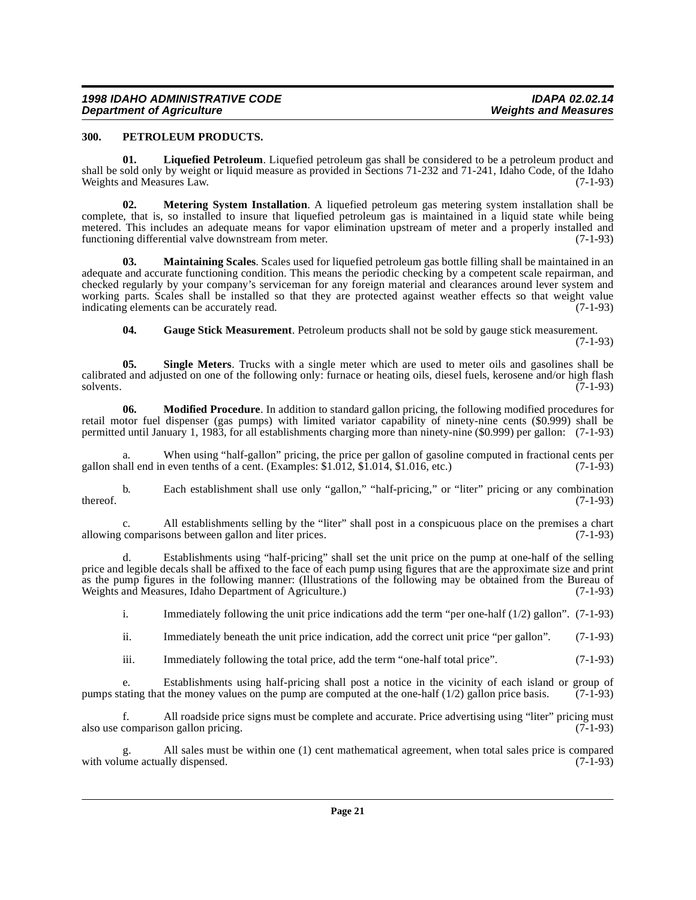## 300. PETROLEUM PRODUCTS.

**01. Liquefied Petroleum**. Liquefied petroleum gas shall be considered to be a petroleum product and shall be sold only by weight or liquid measure as provided in Sections 71-232 and 71-241, Idaho Code, of the Idaho Weights and Measures Law. (7-1-93)

**02. Metering System Installation**. A liquefied petroleum gas metering system installation shall be complete, that is, so installed to insure that liquefied petroleum gas is maintained in a liquid state while being metered. This includes an adequate means for vapor elimination upstream of meter and a properly installed and functioning differential valve downstream from meter. (7-1-93)

**03. Maintaining Scales**. Scales used for liquefied petroleum gas bottle filling shall be maintained in an adequate and accurate functioning condition. This means the periodic checking by a competent scale repairman, and checked regularly by your company's serviceman for any foreign material and clearances around lever system and working parts. Scales shall be installed so that they are protected against weather effects so that weight value indicating elements can be accurately read. (7-1-93)

**04. Gauge Stick Measurement**. Petroleum products shall not be sold by gauge stick measurement. (7-1-93)

**05. Single Meters**. Trucks with a single meter which are used to meter oils and gasolines shall be calibrated and adjusted on one of the following only: furnace or heating oils, diesel fuels, kerosene and/or high flash solvents. (7-1-93)

**06. Modified Procedure**. In addition to standard gallon pricing, the following modified procedures for retail motor fuel dispenser (gas pumps) with limited variator capability of ninety-nine cents ($0.999) shall be permitted until January 1, 1983, for all establishments charging more than ninety-nine ($0.999) per gallon: (7-1-93)

a. When using "half-gallon" pricing, the price per gallon of gasoline computed in fractional cents per gallon shall end in even tenths of a cent. (Examples: $1.012, $1.014, $1.016, etc.) (7-1-93)

b. Each establishment shall use only "gallon," "half-pricing," or "liter" pricing or any combination thereof. (7-1-93)

c. All establishments selling by the "liter" shall post in a conspicuous place on the premises a chart allowing comparisons between gallon and liter prices. (7-1-93)

d. Establishments using "half-pricing" shall set the unit price on the pump at one-half of the selling price and legible decals shall be affixed to the face of each pump using figures that are the approximate size and print as the pump figures in the following manner: (Illustrations of the following may be obtained from the Bureau of Weights and Measures, Idaho Department of Agriculture.) (7-1-93)

i. Immediately following the unit price indications add the term "per one-half (1/2) gallon". (7-1-93)

ii. Immediately beneath the unit price indication, add the correct unit price "per gallon". (7-1-93)

iii. Immediately following the total price, add the term "one-half total price". (7-1-93)

e. Establishments using half-pricing shall post a notice in the vicinity of each island or group of pumps stating that the money values on the pump are computed at the one-half (1/2) gallon price basis. (7-1-93)

f. All roadside price signs must be complete and accurate. Price advertising using "liter" pricing must also use comparison gallon pricing. (7-1-93)

g. All sales must be within one (1) cent mathematical agreement, when total sales price is compared with volume actually dispensed. (7-1-93)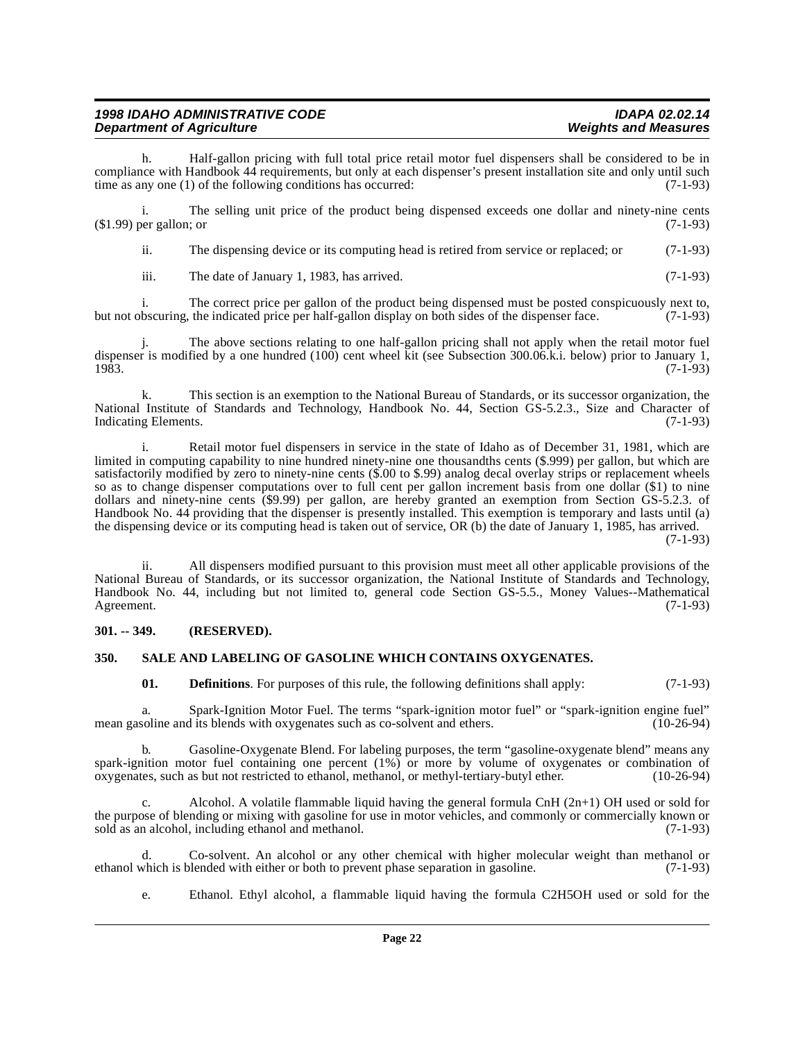h. Half-gallon pricing with full total price retail motor fuel dispensers shall be considered to be in compliance with Handbook 44 requirements, but only at each dispenser's present installation site and only until such time as any one (1) of the following conditions has occurred: (7-1-93)

i. The selling unit price of the product being dispensed exceeds one dollar and ninety-nine cents ($1.99) per gallon; or (7-1-93)

ii. The dispensing device or its computing head is retired from service or replaced; or (7-1-93)

iii. The date of January 1, 1983, has arrived. (7-1-93)

i. The correct price per gallon of the product being dispensed must be posted conspicuously next to, but not obscuring, the indicated price per half-gallon display on both sides of the dispenser face. (7-1-93)

j. The above sections relating to one half-gallon pricing shall not apply when the retail motor fuel dispenser is modified by a one hundred (100) cent wheel kit (see Subsection 300.06.k.i. below) prior to January 1, 1983. (7-1-93)

k. This section is an exemption to the National Bureau of Standards, or its successor organization, the National Institute of Standards and Technology, Handbook No. 44, Section GS-5.2.3., Size and Character of Indicating Elements. (7-1-93)

i. Retail motor fuel dispensers in service in the state of Idaho as of December 31, 1981, which are limited in computing capability to nine hundred ninety-nine one thousandths cents ($.999) per gallon, but which are satisfactorily modified by zero to ninety-nine cents ($.00 to $.99) analog decal overlay strips or replacement wheels so as to change dispenser computations over to full cent per gallon increment basis from one dollar ($1) to nine dollars and ninety-nine cents ($9.99) per gallon, are hereby granted an exemption from Section GS-5.2.3. of Handbook No. 44 providing that the dispenser is presently installed. This exemption is temporary and lasts until (a) the dispensing device or its computing head is taken out of service, OR (b) the date of January 1, 1985, has arrived. (7-1-93)

ii. All dispensers modified pursuant to this provision must meet all other applicable provisions of the National Bureau of Standards, or its successor organization, the National Institute of Standards and Technology, Handbook No. 44, including but not limited to, general code Section GS-5.5., Money Values--Mathematical Agreement. (7-1-93)

## 301. -- 349. (RESERVED).

## 350. SALE AND LABELING OF GASOLINE WHICH CONTAINS OXYGENATES.

**01. Definitions**. For purposes of this rule, the following definitions shall apply: (7-1-93)

a. Spark-Ignition Motor Fuel. The terms "spark-ignition motor fuel" or "spark-ignition engine fuel" mean gasoline and its blends with oxygenates such as co-solvent and ethers. (10-26-94)

b. Gasoline-Oxygenate Blend. For labeling purposes, the term "gasoline-oxygenate blend" means any spark-ignition motor fuel containing one percent (1%) or more by volume of oxygenates or combination of oxygenates, such as but not restricted to ethanol, methanol, or methyl-tertiary-butyl ether. (10-26-94)

c. Alcohol. A volatile flammable liquid having the general formula $C_nH_{(2n+1)}OH$ used or sold for the purpose of blending or mixing with gasoline for use in motor vehicles, and commonly or commercially known or sold as an alcohol, including ethanol and methanol. (7-1-93)

d. Co-solvent. An alcohol or any other chemical with higher molecular weight than methanol or ethanol which is blended with either or both to prevent phase separation in gasoline. (7-1-93)

e. Ethanol. Ethyl alcohol, a flammable liquid having the formula $C_2H_5OH$ used or sold for the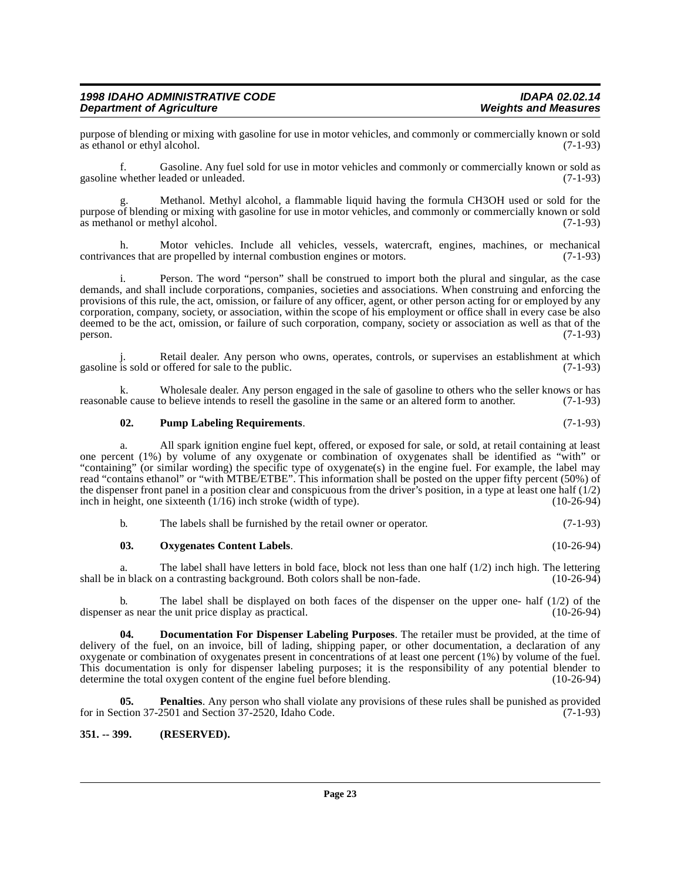purpose of blending or mixing with gasoline for use in motor vehicles, and commonly or commercially known or sold as ethanol or ethyl alcohol. (7-1-93)

f. Gasoline. Any fuel sold for use in motor vehicles and commonly or commercially known or sold as gasoline whether leaded or unleaded. (7-1-93)

g. Methanol. Methyl alcohol, a flammable liquid having the formula $CH_3OH$ used or sold for the purpose of blending or mixing with gasoline for use in motor vehicles, and commonly or commercially known or sold as methanol or methyl alcohol. (7-1-93)

h. Motor vehicles. Include all vehicles, vessels, watercraft, engines, machines, or mechanical contrivances that are propelled by internal combustion engines or motors. (7-1-93)

i. Person. The word "person" shall be construed to import both the plural and singular, as the case demands, and shall include corporations, companies, societies and associations. When construing and enforcing the provisions of this rule, the act, omission, or failure of any officer, agent, or other person acting for or employed by any corporation, company, society, or association, within the scope of his employment or office shall in every case be also deemed to be the act, omission, or failure of such corporation, company, society or association as well as that of the person. (7-1-93)

j. Retail dealer. Any person who owns, operates, controls, or supervises an establishment at which gasoline is sold or offered for sale to the public. (7-1-93)

k. Wholesale dealer. Any person engaged in the sale of gasoline to others who the seller knows or has reasonable cause to believe intends to resell the gasoline in the same or an altered form to another. (7-1-93)

**02. Pump Labeling Requirements**. (7-1-93)

a. All spark ignition engine fuel kept, offered, or exposed for sale, or sold, at retail containing at least one percent (1%) by volume of any oxygenate or combination of oxygenates shall be identified as "with" or "containing" (or similar wording) the specific type of oxygenate(s) in the engine fuel. For example, the label may read "contains ethanol" or "with MTBE/ETBE". This information shall be posted on the upper fifty percent (50%) of the dispenser front panel in a position clear and conspicuous from the driver's position, in a type at least one half (1/2) inch in height, one sixteenth (1/16) inch stroke (width of type). (10-26-94)

b. The labels shall be furnished by the retail owner or operator. (7-1-93)

**03. Oxygenates Content Labels**. (10-26-94)

a. The label shall have letters in bold face, block not less than one half (1/2) inch high. The lettering shall be in black on a contrasting background. Both colors shall be non-fade. (10-26-94)

b. The label shall be displayed on both faces of the dispenser on the upper one- half (1/2) of the dispenser as near the unit price display as practical. (10-26-94)

**04. Documentation For Dispenser Labeling Purposes**. The retailer must be provided, at the time of delivery of the fuel, on an invoice, bill of lading, shipping paper, or other documentation, a declaration of any oxygenate or combination of oxygenates present in concentrations of at least one percent (1%) by volume of the fuel. This documentation is only for dispenser labeling purposes; it is the responsibility of any potential blender to determine the total oxygen content of the engine fuel before blending. (10-26-94)

**05. Penalties**. Any person who shall violate any provisions of these rules shall be punished as provided for in Section 37-2501 and Section 37-2520, Idaho Code. (7-1-93)

**351. -- 399. (RESERVED).**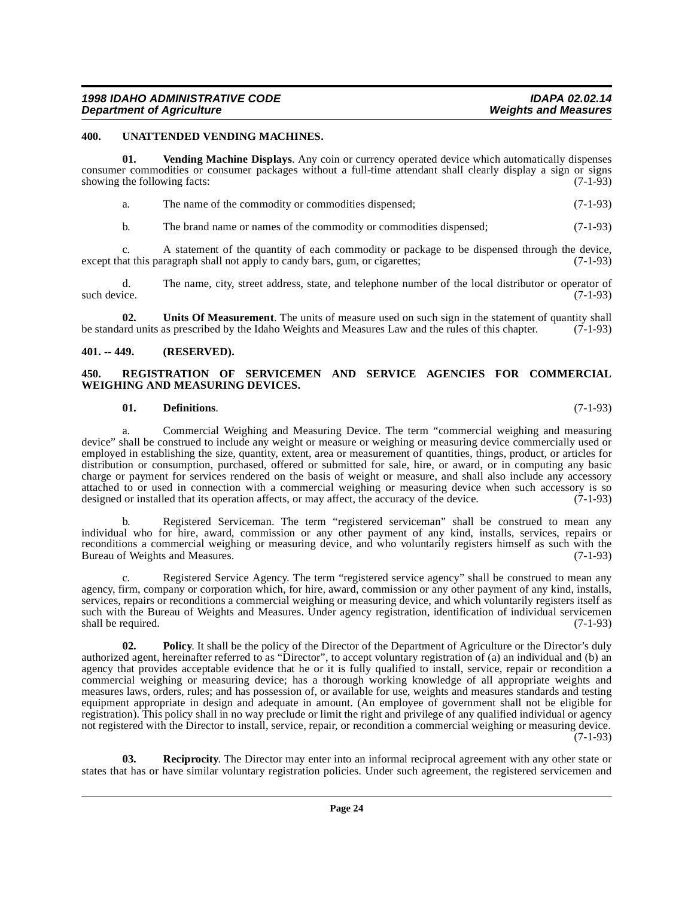## 400. UNATTENDED VENDING MACHINES.

**01. Vending Machine Displays**. Any coin or currency operated device which automatically dispenses consumer commodities or consumer packages without a full-time attendant shall clearly display a sign or signs showing the following facts: (7-1-93)

a. The name of the commodity or commodities dispensed; (7-1-93)

b. The brand name or names of the commodity or commodities dispensed; (7-1-93)

c. A statement of the quantity of each commodity or package to be dispensed through the device, except that this paragraph shall not apply to candy bars, gum, or cigarettes; (7-1-93)

d. The name, city, street address, state, and telephone number of the local distributor or operator of such device. (7-1-93)

**02. Units Of Measurement**. The units of measure used on such sign in the statement of quantity shall be standard units as prescribed by the Idaho Weights and Measures Law and the rules of this chapter. (7-1-93)

## 401. -- 449. (RESERVED).

## 450. REGISTRATION OF SERVICEMEN AND SERVICE AGENCIES FOR COMMERCIAL WEIGHING AND MEASURING DEVICES.

**01. Definitions**. (7-1-93)

a. Commercial Weighing and Measuring Device. The term "commercial weighing and measuring device" shall be construed to include any weight or measure or weighing or measuring device commercially used or employed in establishing the size, quantity, extent, area or measurement of quantities, things, product, or articles for distribution or consumption, purchased, offered or submitted for sale, hire, or award, or in computing any basic charge or payment for services rendered on the basis of weight or measure, and shall also include any accessory attached to or used in connection with a commercial weighing or measuring device when such accessory is so designed or installed that its operation affects, or may affect, the accuracy of the device. (7-1-93)

b. Registered Serviceman. The term "registered serviceman" shall be construed to mean any individual who for hire, award, commission or any other payment of any kind, installs, services, repairs or reconditions a commercial weighing or measuring device, and who voluntarily registers himself as such with the Bureau of Weights and Measures. (7-1-93)

c. Registered Service Agency. The term "registered service agency" shall be construed to mean any agency, firm, company or corporation which, for hire, award, commission or any other payment of any kind, installs, services, repairs or reconditions a commercial weighing or measuring device, and which voluntarily registers itself as such with the Bureau of Weights and Measures. Under agency registration, identification of individual servicemen shall be required. (7-1-93)

**02. Policy**. It shall be the policy of the Director of the Department of Agriculture or the Director's duly authorized agent, hereinafter referred to as "Director", to accept voluntary registration of (a) an individual and (b) an agency that provides acceptable evidence that he or it is fully qualified to install, service, repair or recondition a commercial weighing or measuring device; has a thorough working knowledge of all appropriate weights and measures laws, orders, rules; and has possession of, or available for use, weights and measures standards and testing equipment appropriate in design and adequate in amount. (An employee of government shall not be eligible for registration). This policy shall in no way preclude or limit the right and privilege of any qualified individual or agency not registered with the Director to install, service, repair, or recondition a commercial weighing or measuring device. (7-1-93)

**03. Reciprocity**. The Director may enter into an informal reciprocal agreement with any other state or states that has or have similar voluntary registration policies. Under such agreement, the registered servicemen and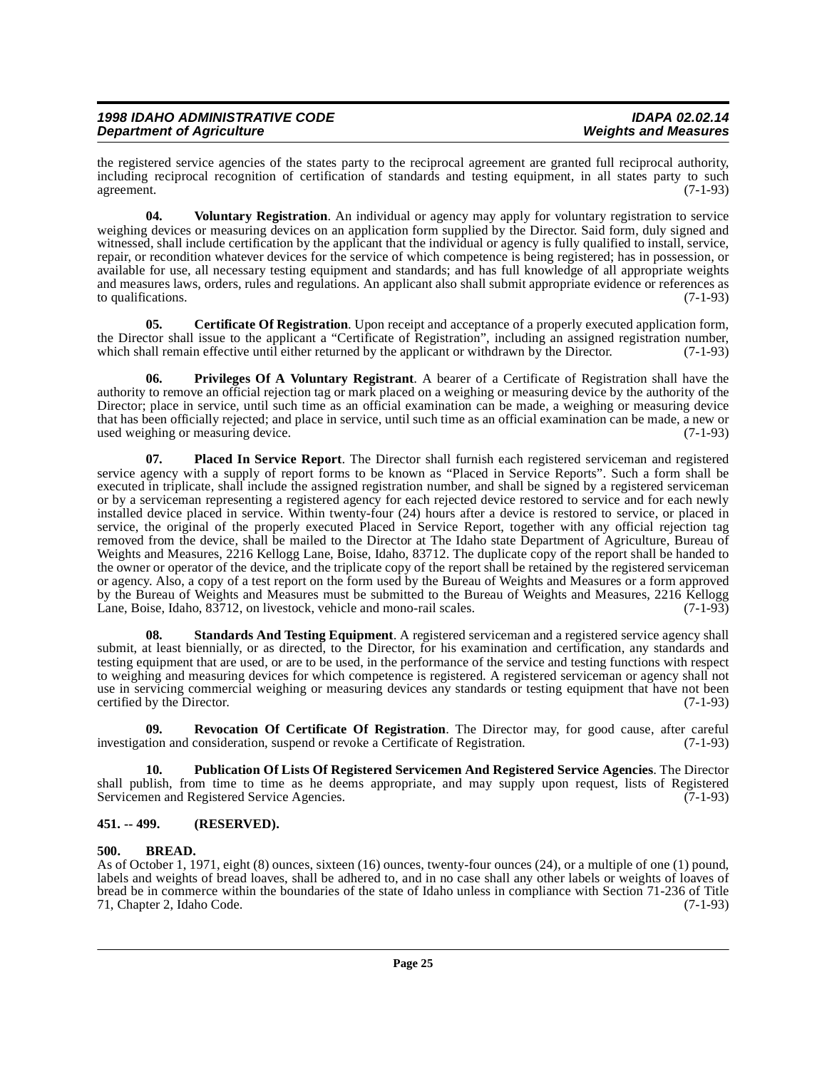the registered service agencies of the states party to the reciprocal agreement are granted full reciprocal authority, including reciprocal recognition of certification of standards and testing equipment, in all states party to such agreement. (7-1-93)

**04. Voluntary Registration**. An individual or agency may apply for voluntary registration to service weighing devices or measuring devices on an application form supplied by the Director. Said form, duly signed and witnessed, shall include certification by the applicant that the individual or agency is fully qualified to install, service, repair, or recondition whatever devices for the service of which competence is being registered; has in possession, or available for use, all necessary testing equipment and standards; and has full knowledge of all appropriate weights and measures laws, orders, rules and regulations. An applicant also shall submit appropriate evidence or references as to qualifications. (7-1-93)

**05. Certificate Of Registration**. Upon receipt and acceptance of a properly executed application form, the Director shall issue to the applicant a "Certificate of Registration", including an assigned registration number, which shall remain effective until either returned by the applicant or withdrawn by the Director. (7-1-93)

**06. Privileges Of A Voluntary Registrant**. A bearer of a Certificate of Registration shall have the authority to remove an official rejection tag or mark placed on a weighing or measuring device by the authority of the Director; place in service, until such time as an official examination can be made, a weighing or measuring device that has been officially rejected; and place in service, until such time as an official examination can be made, a new or used weighing or measuring device. (7-1-93)

**07. Placed In Service Report**. The Director shall furnish each registered serviceman and registered service agency with a supply of report forms to be known as "Placed in Service Reports". Such a form shall be executed in triplicate, shall include the assigned registration number, and shall be signed by a registered serviceman or by a serviceman representing a registered agency for each rejected device restored to service and for each newly installed device placed in service. Within twenty-four (24) hours after a device is restored to service, or placed in service, the original of the properly executed Placed in Service Report, together with any official rejection tag removed from the device, shall be mailed to the Director at The Idaho state Department of Agriculture, Bureau of Weights and Measures, 2216 Kellogg Lane, Boise, Idaho, 83712. The duplicate copy of the report shall be handed to the owner or operator of the device, and the triplicate copy of the report shall be retained by the registered serviceman or agency. Also, a copy of a test report on the form used by the Bureau of Weights and Measures or a form approved by the Bureau of Weights and Measures must be submitted to the Bureau of Weights and Measures, 2216 Kellogg Lane, Boise, Idaho, 83712, on livestock, vehicle and mono-rail scales. (7-1-93)

**08. Standards And Testing Equipment**. A registered serviceman and a registered service agency shall submit, at least biennially, or as directed, to the Director, for his examination and certification, any standards and testing equipment that are used, or are to be used, in the performance of the service and testing functions with respect to weighing and measuring devices for which competence is registered. A registered serviceman or agency shall not use in servicing commercial weighing or measuring devices any standards or testing equipment that have not been certified by the Director. (7-1-93)

**09. Revocation Of Certificate Of Registration**. The Director may, for good cause, after careful investigation and consideration, suspend or revoke a Certificate of Registration. (7-1-93)

**10. Publication Of Lists Of Registered Servicemen And Registered Service Agencies**. The Director shall publish, from time to time as he deems appropriate, and may supply upon request, lists of Registered Servicemen and Registered Service Agencies. (7-1-93)

## 451. -- 499. (RESERVED).

## 500. BREAD.

As of October 1, 1971, eight (8) ounces, sixteen (16) ounces, twenty-four ounces (24), or a multiple of one (1) pound, labels and weights of bread loaves, shall be adhered to, and in no case shall any other labels or weights of loaves of bread be in commerce within the boundaries of the state of Idaho unless in compliance with Section 71-236 of Title 71, Chapter 2, Idaho Code. (7-1-93)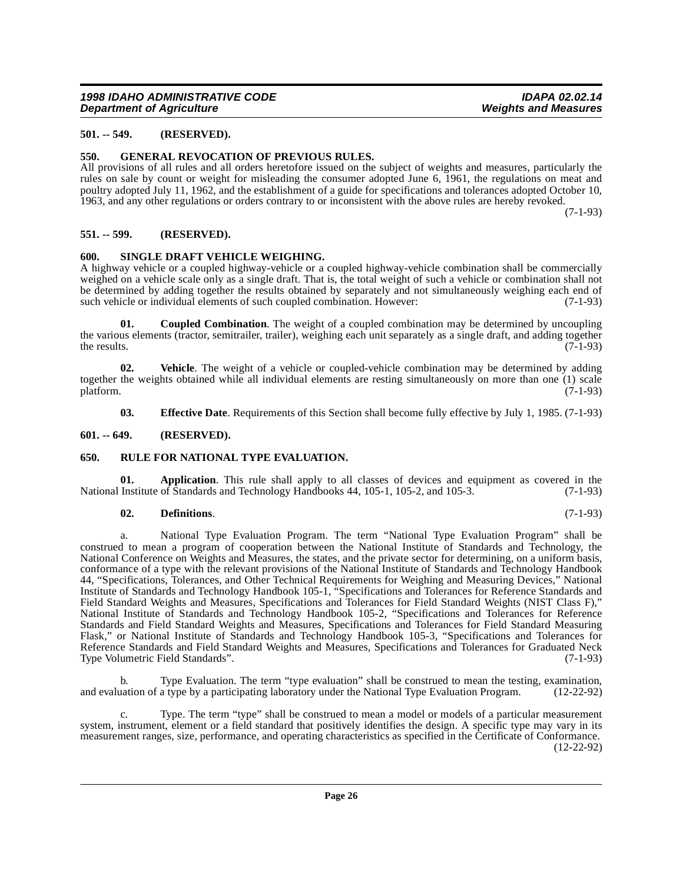### 501. -- 549. (RESERVED).

### 550. GENERAL REVOCATION OF PREVIOUS RULES.

All provisions of all rules and all orders heretofore issued on the subject of weights and measures, particularly the rules on sale by count or weight for misleading the consumer adopted June 6, 1961, the regulations on meat and poultry adopted July 11, 1962, and the establishment of a guide for specifications and tolerances adopted October 10, 1963, and any other regulations or orders contrary to or inconsistent with the above rules are hereby revoked. (7-1-93)

### 551. -- 599. (RESERVED).

### 600. SINGLE DRAFT VEHICLE WEIGHING.

A highway vehicle or a coupled highway-vehicle or a coupled highway-vehicle combination shall be commercially weighed on a vehicle scale only as a single draft. That is, the total weight of such a vehicle or combination shall not be determined by adding together the results obtained by separately and not simultaneously weighing each end of such vehicle or individual elements of such coupled combination. However: (7-1-93)

**01. Coupled Combination**. The weight of a coupled combination may be determined by uncoupling the various elements (tractor, semitrailer, trailer), weighing each unit separately as a single draft, and adding together the results. (7-1-93)

**02. Vehicle**. The weight of a vehicle or coupled-vehicle combination may be determined by adding together the weights obtained while all individual elements are resting simultaneously on more than one (1) scale platform. (7-1-93)

**03. Effective Date**. Requirements of this Section shall become fully effective by July 1, 1985. (7-1-93)

### 601. -- 649. (RESERVED).

### 650. RULE FOR NATIONAL TYPE EVALUATION.

**01. Application**. This rule shall apply to all classes of devices and equipment as covered in the National Institute of Standards and Technology Handbooks 44, 105-1, 105-2, and 105-3. (7-1-93)

**02. Definitions**. (7-1-93)

a. National Type Evaluation Program. The term "National Type Evaluation Program" shall be construed to mean a program of cooperation between the National Institute of Standards and Technology, the National Conference on Weights and Measures, the states, and the private sector for determining, on a uniform basis, conformance of a type with the relevant provisions of the National Institute of Standards and Technology Handbook 44, "Specifications, Tolerances, and Other Technical Requirements for Weighing and Measuring Devices," National Institute of Standards and Technology Handbook 105-1, "Specifications and Tolerances for Reference Standards and Field Standard Weights and Measures, Specifications and Tolerances for Field Standard Weights (NIST Class F)," National Institute of Standards and Technology Handbook 105-2, "Specifications and Tolerances for Reference Standards and Field Standard Weights and Measures, Specifications and Tolerances for Field Standard Measuring Flask," or National Institute of Standards and Technology Handbook 105-3, "Specifications and Tolerances for Reference Standards and Field Standard Weights and Measures, Specifications and Tolerances for Graduated Neck Type Volumetric Field Standards". (7-1-93)

b. Type Evaluation. The term "type evaluation" shall be construed to mean the testing, examination, and evaluation of a type by a participating laboratory under the National Type Evaluation Program. (12-22-92)

c. Type. The term "type" shall be construed to mean a model or models of a particular measurement system, instrument, element or a field standard that positively identifies the design. A specific type may vary in its measurement ranges, size, performance, and operating characteristics as specified in the Certificate of Conformance. (12-22-92)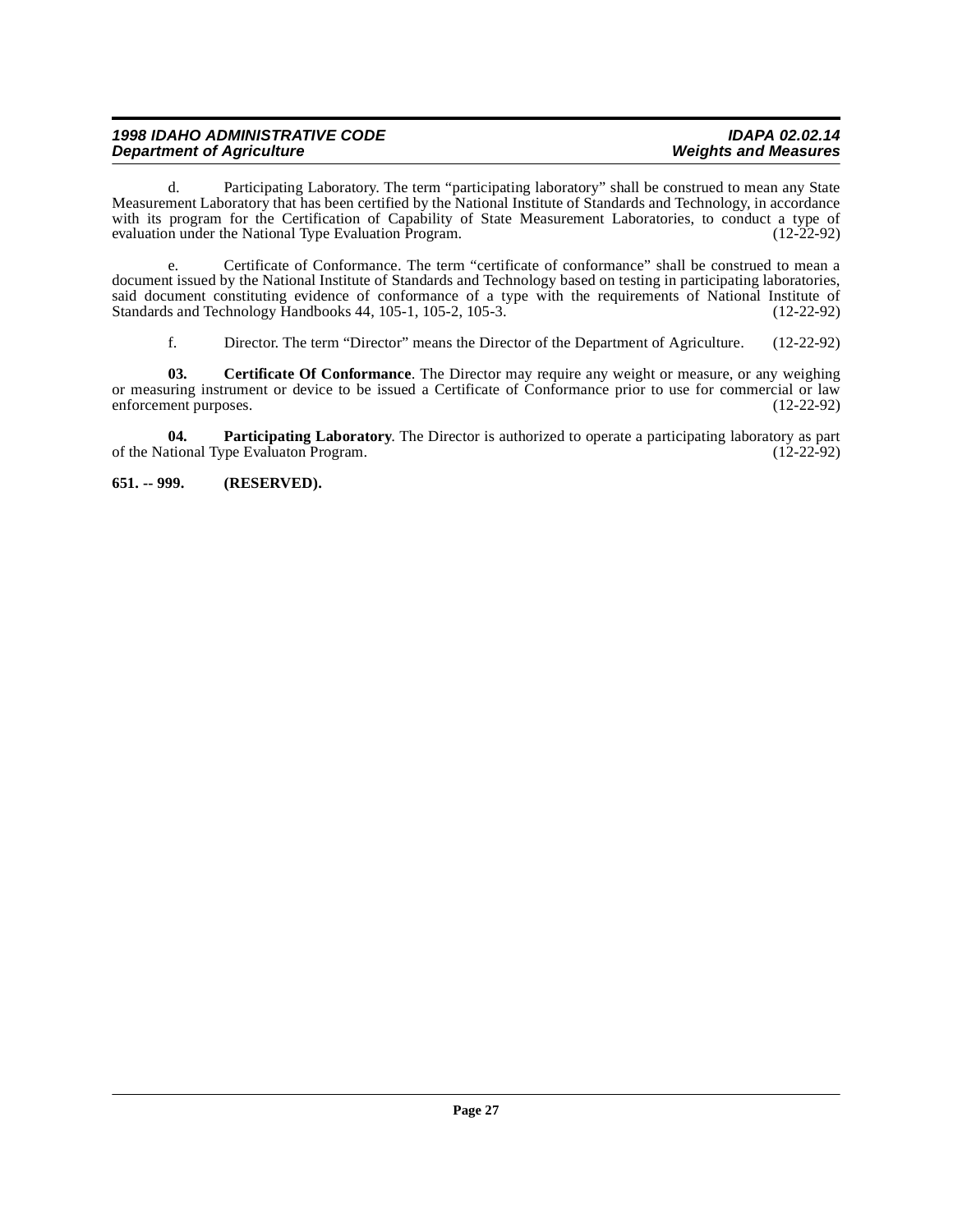d. Participating Laboratory. The term "participating laboratory" shall be construed to mean any State Measurement Laboratory that has been certified by the National Institute of Standards and Technology, in accordance with its program for the Certification of Capability of State Measurement Laboratories, to conduct a type of evaluation under the National Type Evaluation Program. (12-22-92)

e. Certificate of Conformance. The term "certificate of conformance" shall be construed to mean a document issued by the National Institute of Standards and Technology based on testing in participating laboratories, said document constituting evidence of conformance of a type with the requirements of National Institute of Standards and Technology Handbooks 44, 105-1, 105-2, 105-3. (12-22-92)

f. Director. The term "Director" means the Director of the Department of Agriculture. (12-22-92)

**03. Certificate Of Conformance**. The Director may require any weight or measure, or any weighing or measuring instrument or device to be issued a Certificate of Conformance prior to use for commercial or law enforcement purposes. (12-22-92)

**04. Participating Laboratory**. The Director is authorized to operate a participating laboratory as part of the National Type Evaluaton Program. (12-22-92)

**651. -- 999. (RESERVED).**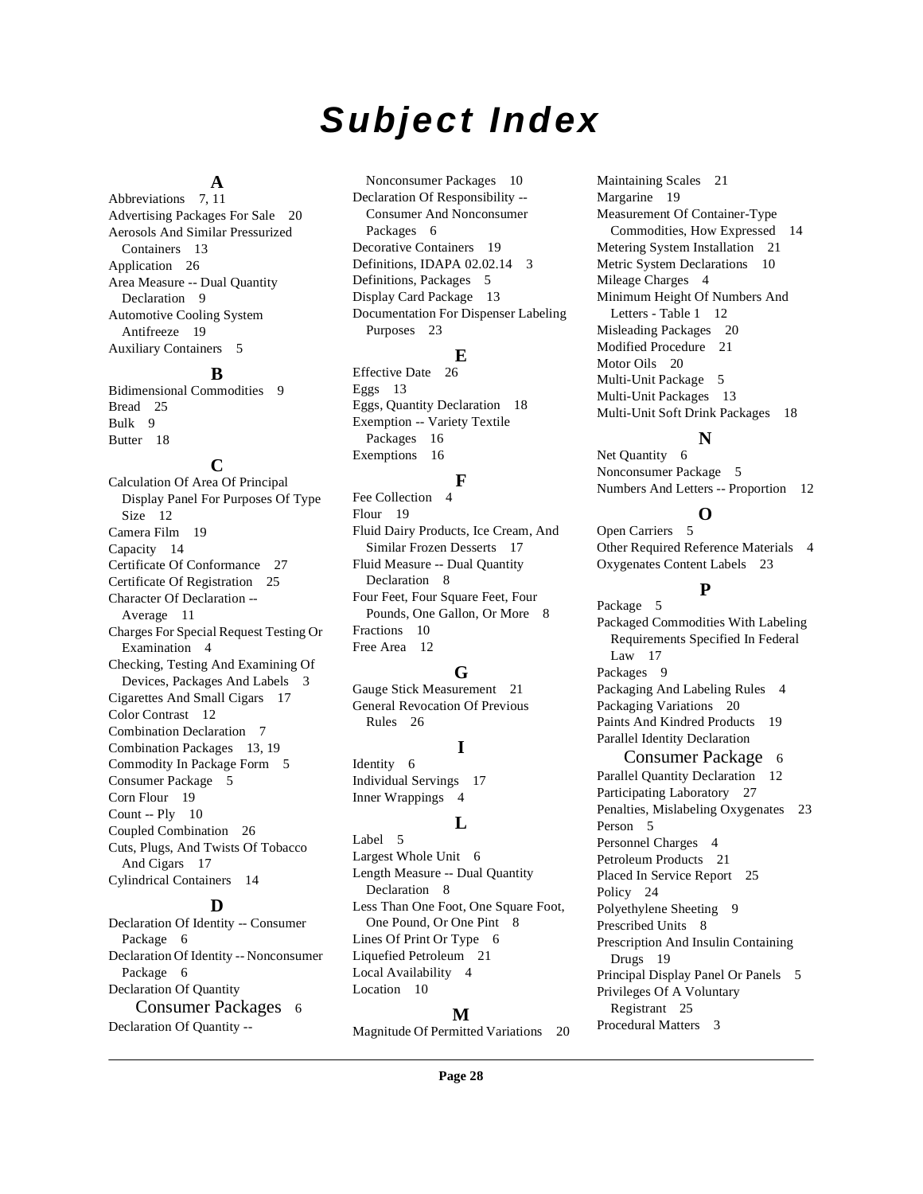# Subject Index

## A

Abbreviations 7, 11
Advertising Packages For Sale 20
Aerosols And Similar Pressurized Containers 13
Application 26
Area Measure -- Dual Quantity Declaration 9
Automotive Cooling System Antifreeze 19
Auxiliary Containers 5

## B

Bidimensional Commodities 9
Bread 25
Bulk 9
Butter 18

## C

Calculation Of Area Of Principal Display Panel For Purposes Of Type Size 12
Camera Film 19
Capacity 14
Certificate Of Conformance 27
Certificate Of Registration 25
Character Of Declaration -- Average 11
Charges For Special Request Testing Or Examination 4
Checking, Testing And Examining Of Devices, Packages And Labels 3
Cigarettes And Small Cigars 17
Color Contrast 12
Combination Declaration 7
Combination Packages 13, 19
Commodity In Package Form 5
Consumer Package 5
Corn Flour 19
Count -- Ply 10
Coupled Combination 26
Cuts, Plugs, And Twists Of Tobacco And Cigars 17
Cylindrical Containers 14

## D

Declaration Of Identity -- Consumer Package 6
Declaration Of Identity -- Nonconsumer Package 6
Declaration Of Quantity Consumer Packages 6
Declaration Of Quantity -- Nonconsumer Packages 10
Declaration Of Responsibility -- Consumer And Nonconsumer Packages 6
Decorative Containers 19
Definitions, IDAPA 02.02.14 3
Definitions, Packages 5
Display Card Package 13
Documentation For Dispenser Labeling Purposes 23

## E

Effective Date 26
Eggs 13
Eggs, Quantity Declaration 18
Exemption -- Variety Textile Packages 16
Exemptions 16

## F

Fee Collection 4
Flour 19
Fluid Dairy Products, Ice Cream, And Similar Frozen Desserts 17
Fluid Measure -- Dual Quantity Declaration 8
Four Feet, Four Square Feet, Four Pounds, One Gallon, Or More 8
Fractions 10
Free Area 12

## G

Gauge Stick Measurement 21
General Revocation Of Previous Rules 26

## I

Identity 6
Individual Servings 17
Inner Wrappings 4

## L

Label 5
Largest Whole Unit 6
Length Measure -- Dual Quantity Declaration 8
Less Than One Foot, One Square Foot, One Pound, Or One Pint 8
Lines Of Print Or Type 6
Liquefied Petroleum 21
Local Availability 4
Location 10

## M

Magnitude Of Permitted Variations 20
Maintaining Scales 21
Margarine 19
Measurement Of Container-Type Commodities, How Expressed 14
Metering System Installation 21
Metric System Declarations 10
Mileage Charges 4
Minimum Height Of Numbers And Letters - Table 1 12
Misleading Packages 20
Modified Procedure 21
Motor Oils 20
Multi-Unit Package 5
Multi-Unit Packages 13
Multi-Unit Soft Drink Packages 18

## N

Net Quantity 6
Nonconsumer Package 5
Numbers And Letters -- Proportion 12

## O

Open Carriers 5
Other Required Reference Materials 4
Oxygenates Content Labels 23

## P

Package 5
Packaged Commodities With Labeling Requirements Specified In Federal Law 17
Packages 9
Packaging And Labeling Rules 4
Packaging Variations 20
Paints And Kindred Products 19
Parallel Identity Declaration Consumer Package 6
Parallel Quantity Declaration 12
Participating Laboratory 27
Penalties, Mislabeling Oxygenates 23
Person 5
Personnel Charges 4
Petroleum Products 21
Placed In Service Report 25
Policy 24
Polyethylene Sheeting 9
Prescribed Units 8
Prescription And Insulin Containing Drugs 19
Principal Display Panel Or Panels 5
Privileges Of A Voluntary Registrant 25
Procedural Matters 3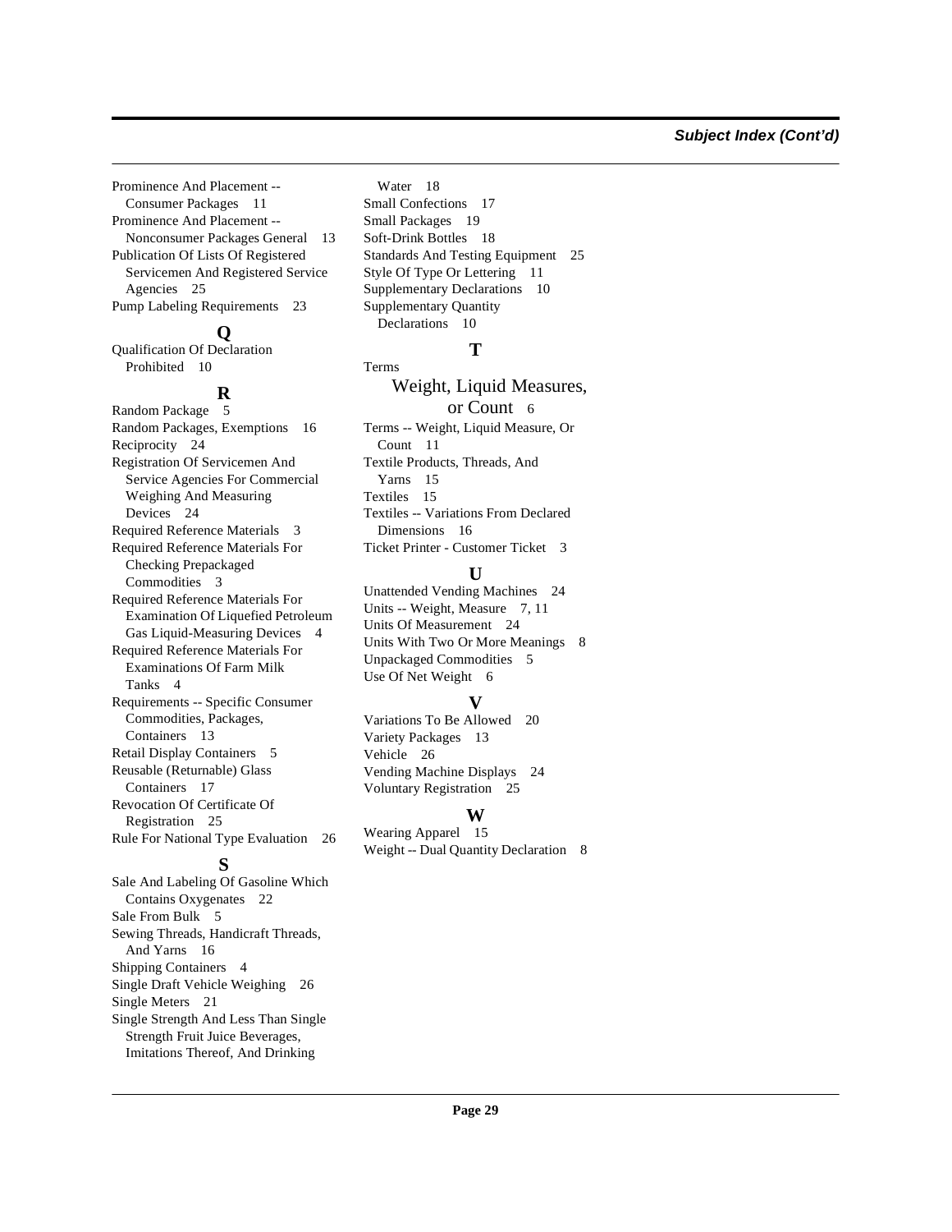Prominence And Placement -- Consumer Packages 11
Prominence And Placement -- Nonconsumer Packages General 13
Publication Of Lists Of Registered Servicemen And Registered Service Agencies 25
Pump Labeling Requirements 23

**Q**

Qualification Of Declaration Prohibited 10

**R**

Random Package 5
Random Packages, Exemptions 16
Reciprocity 24
Registration Of Servicemen And Service Agencies For Commercial Weighing And Measuring Devices 24
Required Reference Materials 3
Required Reference Materials For Checking Prepackaged Commodities 3
Required Reference Materials For Examination Of Liquefied Petroleum Gas Liquid-Measuring Devices 4
Required Reference Materials For Examinations Of Farm Milk Tanks 4
Requirements -- Specific Consumer Commodities, Packages, Containers 13
Retail Display Containers 5
Reusable (Returnable) Glass Containers 17
Revocation Of Certificate Of Registration 25
Rule For National Type Evaluation 26

**S**

Sale And Labeling Of Gasoline Which Contains Oxygenates 22
Sale From Bulk 5
Sewing Threads, Handicraft Threads, And Yarns 16
Shipping Containers 4
Single Draft Vehicle Weighing 26
Single Meters 21
Single Strength And Less Than Single Strength Fruit Juice Beverages, Imitations Thereof, And Drinking Water 18
Small Confections 17
Small Packages 19
Soft-Drink Bottles 18
Standards And Testing Equipment 25
Style Of Type Or Lettering 11
Supplementary Declarations 10
Supplementary Quantity Declarations 10

**T**

Terms
Weight, Liquid Measures, or Count 6
Terms -- Weight, Liquid Measure, Or Count 11
Textile Products, Threads, And Yarns 15
Textiles 15
Textiles -- Variations From Declared Dimensions 16
Ticket Printer - Customer Ticket 3

**U**

Unattended Vending Machines 24
Units -- Weight, Measure 7, 11
Units Of Measurement 24
Units With Two Or More Meanings 8
Unpackaged Commodities 5
Use Of Net Weight 6

**V**

Variations To Be Allowed 20
Variety Packages 13
Vehicle 26
Vending Machine Displays 24
Voluntary Registration 25

**W**

Wearing Apparel 15
Weight -- Dual Quantity Declaration 8